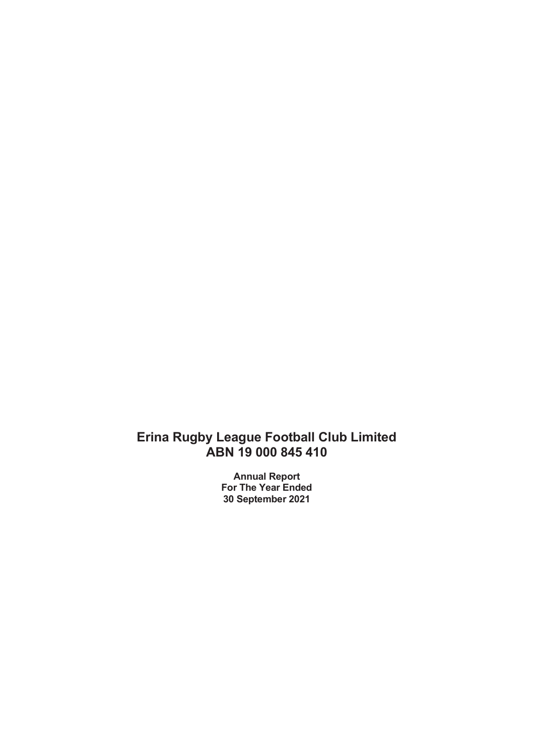# Erina Rugby League Football Club Limited
# ABN 19 000 845 410

**Annual Report**
**For The Year Ended**
**30 September 2021**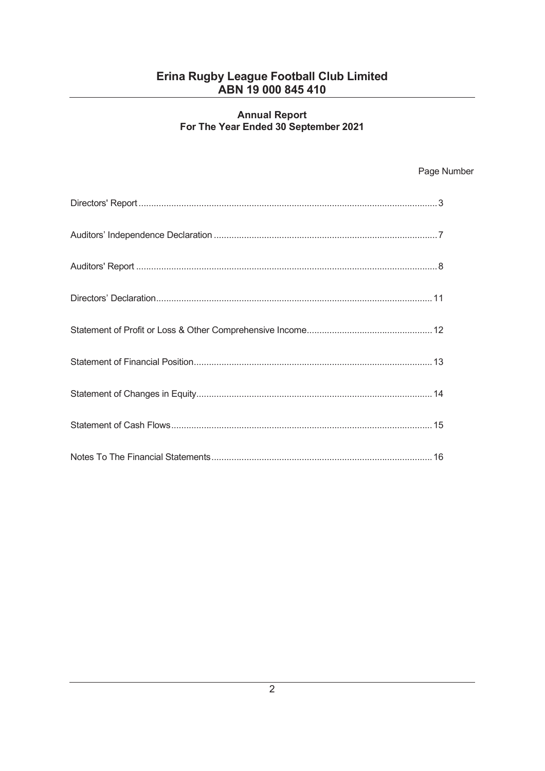# Erina Rugby League Football Club Limited
# ABN 19 000 845 410

## Annual Report
## For The Year Ended 30 September 2021

| | Page Number |
|---|---|
| Directors' Report | 3 |
| Auditors' Independence Declaration | 7 |
| Auditors' Report | 8 |
| Directors' Declaration | 11 |
| Statement of Profit or Loss & Other Comprehensive Income | 12 |
| Statement of Financial Position | 13 |
| Statement of Changes in Equity | 14 |
| Statement of Cash Flows | 15 |
| Notes To The Financial Statements | 16 |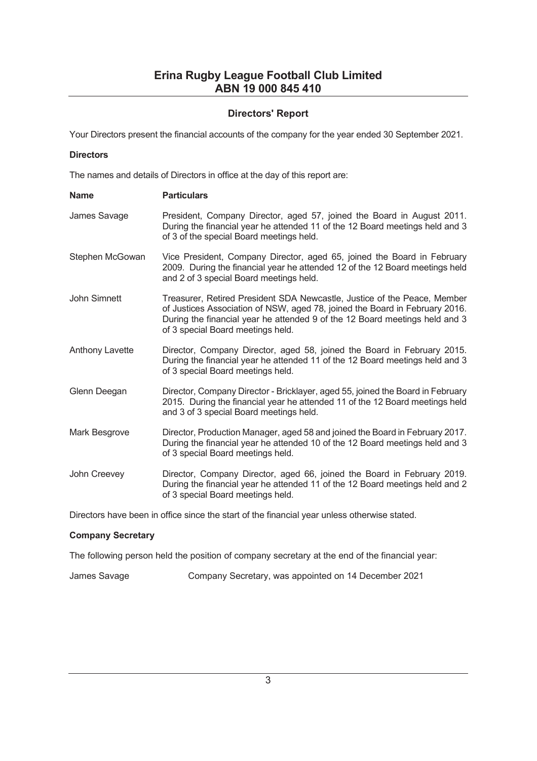# Erina Rugby League Football Club Limited
## ABN 19 000 845 410

### Directors' Report

Your Directors present the financial accounts of the company for the year ended 30 September 2021.

**Directors**

The names and details of Directors in office at the day of this report are:

| Name | Particulars |
|---|---|
| James Savage | President, Company Director, aged 57, joined the Board in August 2011. During the financial year he attended 11 of the 12 Board meetings held and 3 of 3 of the special Board meetings held. |
| Stephen McGowan | Vice President, Company Director, aged 65, joined the Board in February 2009. During the financial year he attended 12 of the 12 Board meetings held and 2 of 3 special Board meetings held. |
| John Simnett | Treasurer, Retired President SDA Newcastle, Justice of the Peace, Member of Justices Association of NSW, aged 78, joined the Board in February 2016. During the financial year he attended 9 of the 12 Board meetings held and 3 of 3 special Board meetings held. |
| Anthony Lavette | Director, Company Director, aged 58, joined the Board in February 2015. During the financial year he attended 11 of the 12 Board meetings held and 3 of 3 special Board meetings held. |
| Glenn Deegan | Director, Company Director - Bricklayer, aged 55, joined the Board in February 2015. During the financial year he attended 11 of the 12 Board meetings held and 3 of 3 special Board meetings held. |
| Mark Besgrove | Director, Production Manager, aged 58 and joined the Board in February 2017. During the financial year he attended 10 of the 12 Board meetings held and 3 of 3 special Board meetings held. |
| John Creevey | Director, Company Director, aged 66, joined the Board in February 2019. During the financial year he attended 11 of the 12 Board meetings held and 2 of 3 special Board meetings held. |

Directors have been in office since the start of the financial year unless otherwise stated.

**Company Secretary**

The following person held the position of company secretary at the end of the financial year:

| | |
|---|---|
| James Savage | Company Secretary, was appointed on 14 December 2021 |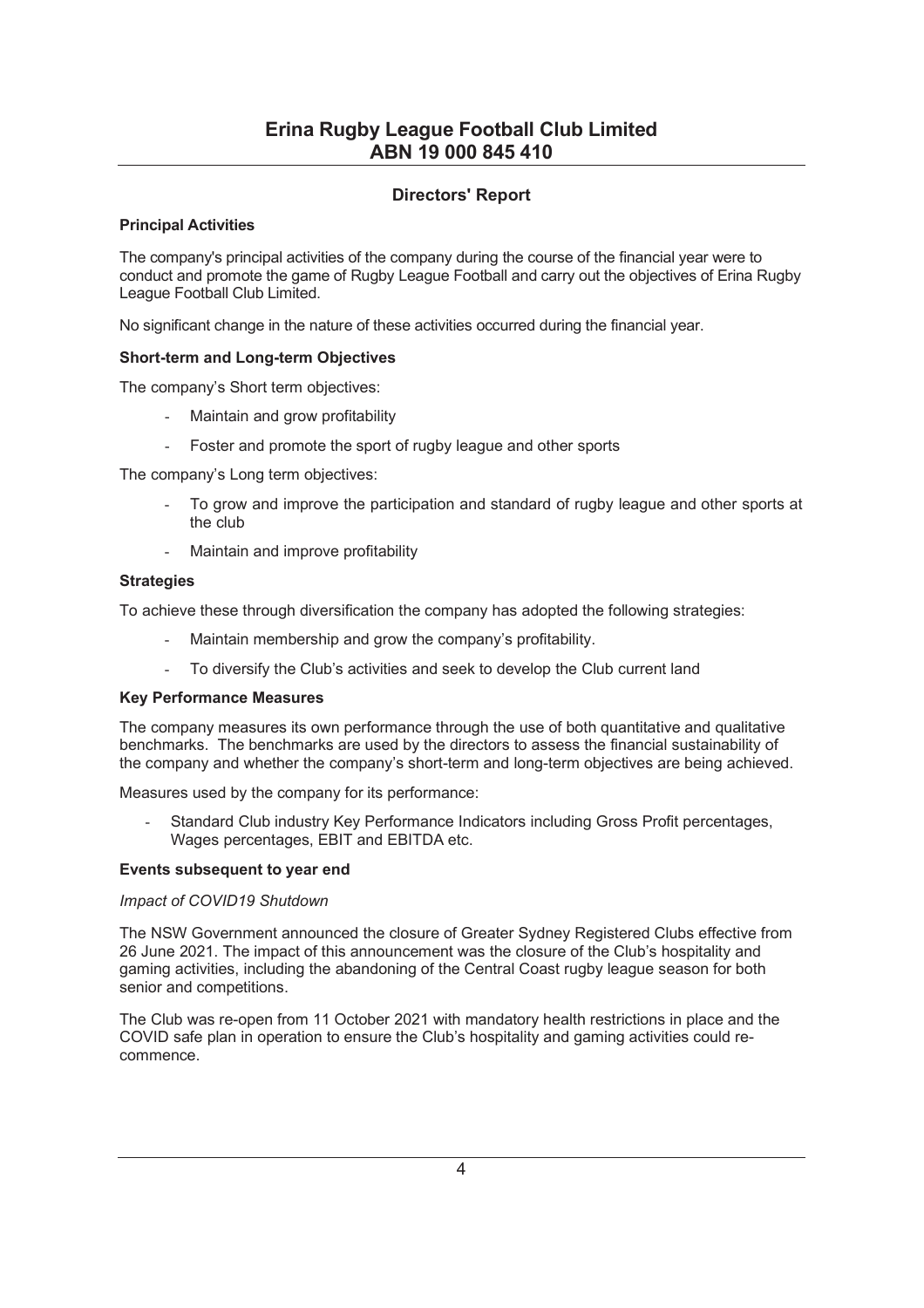# Erina Rugby League Football Club Limited
# ABN 19 000 845 410

## Directors' Report

### Principal Activities

The company's principal activities of the company during the course of the financial year were to conduct and promote the game of Rugby League Football and carry out the objectives of Erina Rugby League Football Club Limited.

No significant change in the nature of these activities occurred during the financial year.

### Short-term and Long-term Objectives

The company's Short term objectives:

- Maintain and grow profitability
- Foster and promote the sport of rugby league and other sports

The company's Long term objectives:

- To grow and improve the participation and standard of rugby league and other sports at the club
- Maintain and improve profitability

### Strategies

To achieve these through diversification the company has adopted the following strategies:

- Maintain membership and grow the company's profitability.
- To diversify the Club's activities and seek to develop the Club current land

### Key Performance Measures

The company measures its own performance through the use of both quantitative and qualitative benchmarks. The benchmarks are used by the directors to assess the financial sustainability of the company and whether the company's short-term and long-term objectives are being achieved.

Measures used by the company for its performance:

- Standard Club industry Key Performance Indicators including Gross Profit percentages, Wages percentages, EBIT and EBITDA etc.

### Events subsequent to year end

*Impact of COVID19 Shutdown*

The NSW Government announced the closure of Greater Sydney Registered Clubs effective from 26 June 2021. The impact of this announcement was the closure of the Club's hospitality and gaming activities, including the abandoning of the Central Coast rugby league season for both senior and competitions.

The Club was re-open from 11 October 2021 with mandatory health restrictions in place and the COVID safe plan in operation to ensure the Club's hospitality and gaming activities could re-commence.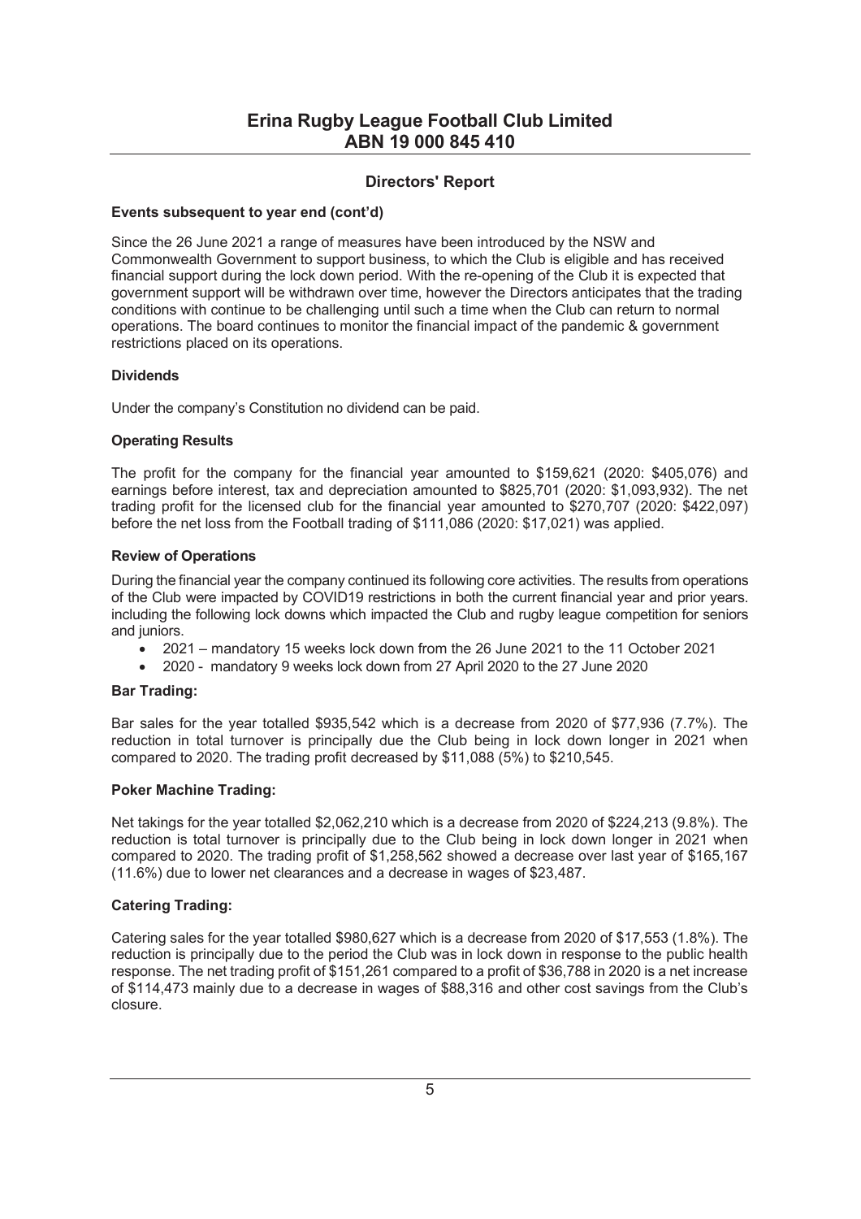# Erina Rugby League Football Club Limited
# ABN 19 000 845 410

## Directors' Report

**Events subsequent to year end (cont'd)**

Since the 26 June 2021 a range of measures have been introduced by the NSW and Commonwealth Government to support business, to which the Club is eligible and has received financial support during the lock down period. With the re-opening of the Club it is expected that government support will be withdrawn over time, however the Directors anticipates that the trading conditions with continue to be challenging until such a time when the Club can return to normal operations. The board continues to monitor the financial impact of the pandemic & government restrictions placed on its operations.

**Dividends**

Under the company's Constitution no dividend can be paid.

**Operating Results**

The profit for the company for the financial year amounted to $159,621 (2020: $405,076) and earnings before interest, tax and depreciation amounted to $825,701 (2020: $1,093,932). The net trading profit for the licensed club for the financial year amounted to $270,707 (2020: $422,097) before the net loss from the Football trading of $111,086 (2020: $17,021) was applied.

**Review of Operations**

During the financial year the company continued its following core activities. The results from operations of the Club were impacted by COVID19 restrictions in both the current financial year and prior years. including the following lock downs which impacted the Club and rugby league competition for seniors and juniors.

- 2021 – mandatory 15 weeks lock down from the 26 June 2021 to the 11 October 2021
- 2020 - mandatory 9 weeks lock down from 27 April 2020 to the 27 June 2020

**Bar Trading:**

Bar sales for the year totalled $935,542 which is a decrease from 2020 of $77,936 (7.7%). The reduction in total turnover is principally due the Club being in lock down longer in 2021 when compared to 2020. The trading profit decreased by $11,088 (5%) to $210,545.

**Poker Machine Trading:**

Net takings for the year totalled $2,062,210 which is a decrease from 2020 of $224,213 (9.8%). The reduction is total turnover is principally due to the Club being in lock down longer in 2021 when compared to 2020. The trading profit of $1,258,562 showed a decrease over last year of $165,167 (11.6%) due to lower net clearances and a decrease in wages of $23,487.

**Catering Trading:**

Catering sales for the year totalled $980,627 which is a decrease from 2020 of $17,553 (1.8%). The reduction is principally due to the period the Club was in lock down in response to the public health response. The net trading profit of $151,261 compared to a profit of $36,788 in 2020 is a net increase of $114,473 mainly due to a decrease in wages of $88,316 and other cost savings from the Club's closure.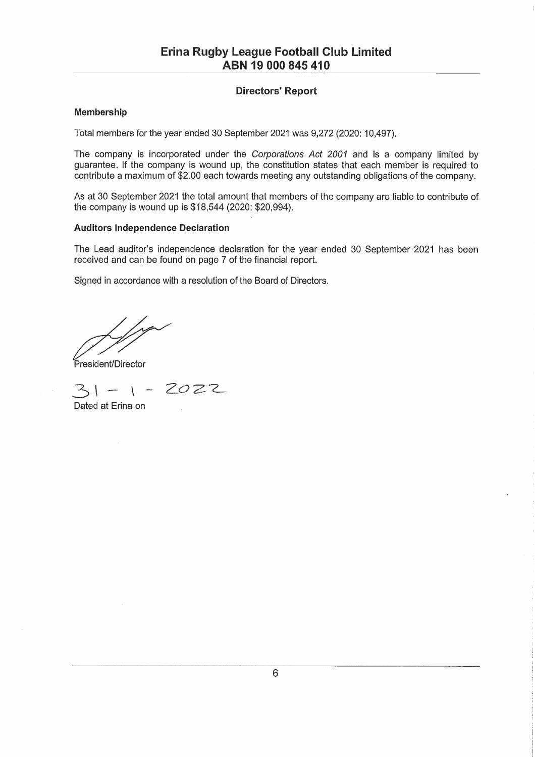# Erina Rugby League Football Club Limited
## ABN 19 000 845 410

### Directors' Report

**Membership**

Total members for the year ended 30 September 2021 was 9,272 (2020: 10,497).

The company is incorporated under the *Corporations Act 2001* and is a company limited by guarantee. If the company is wound up, the constitution states that each member is required to contribute a maximum of $2.00 each towards meeting any outstanding obligations of the company.

As at 30 September 2021 the total amount that members of the company are liable to contribute of the company is wound up is $18,544 (2020: $20,994).

**Auditors Independence Declaration**

The Lead auditor's independence declaration for the year ended 30 September 2021 has been received and can be found on page 7 of the financial report.

Signed in accordance with a resolution of the Board of Directors.

President/Director

31 - 1 - 2022

Dated at Erina on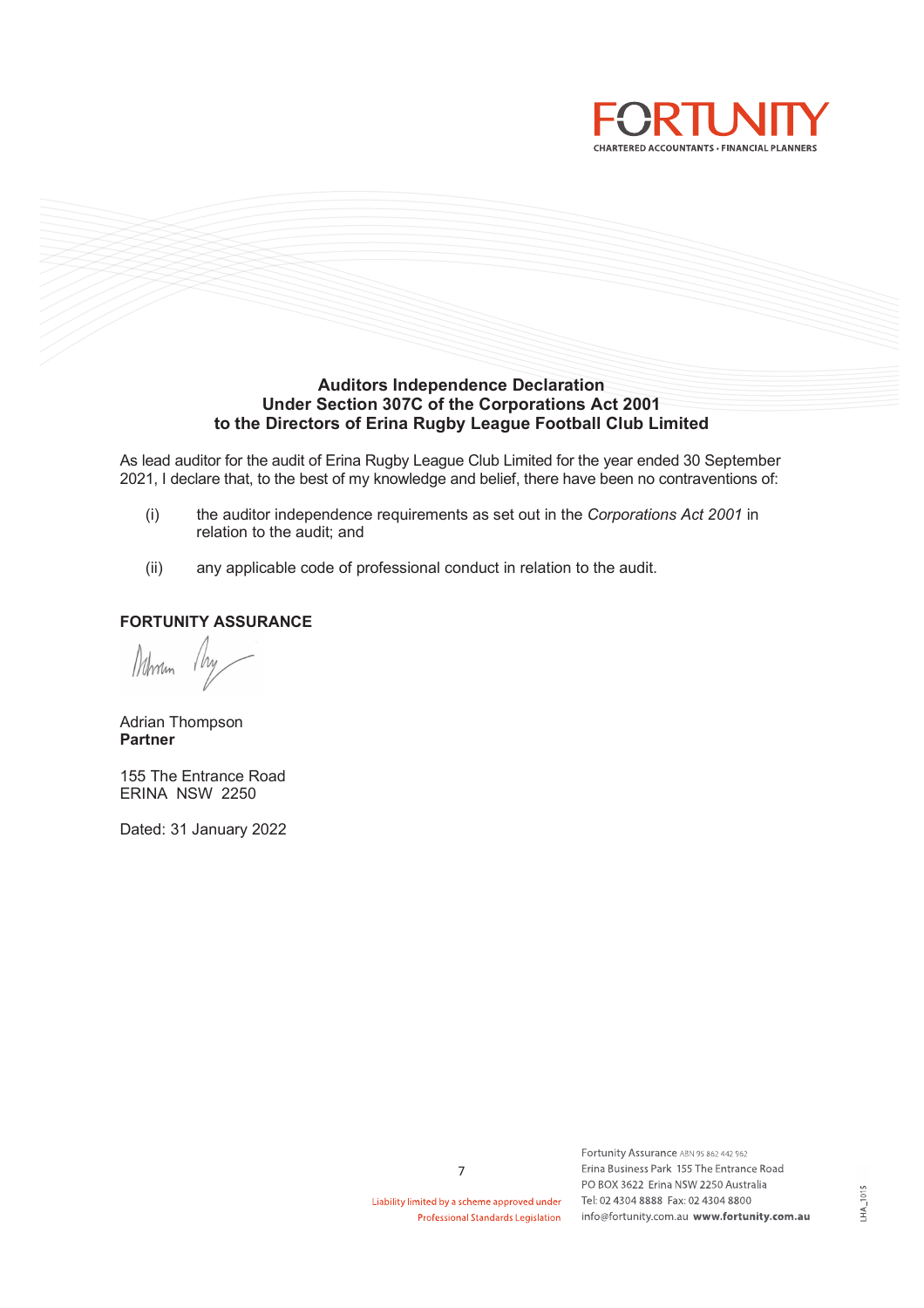FORTUNITY
CHARTERED ACCOUNTANTS · FINANCIAL PLANNERS

## Auditors Independence Declaration
## Under Section 307C of the Corporations Act 2001
## to the Directors of Erina Rugby League Football Club Limited

As lead auditor for the audit of Erina Rugby League Club Limited for the year ended 30 September 2021, I declare that, to the best of my knowledge and belief, there have been no contraventions of:

(i) the auditor independence requirements as set out in the *Corporations Act 2001* in relation to the audit; and

(ii) any applicable code of professional conduct in relation to the audit.

**FORTUNITY ASSURANCE**

Adrian Thompson
**Partner**

155 The Entrance Road
ERINA NSW 2250

Dated: 31 January 2022

Liability limited by a scheme approved under Professional Standards Legislation

Fortunity Assurance ABN 95 862 442 962
Erina Business Park 155 The Entrance Road
PO BOX 3622 Erina NSW 2250 Australia
Tel: 02 4304 8888 Fax: 02 4304 8800
info@fortunity.com.au **www.fortunity.com.au**

LHA_1015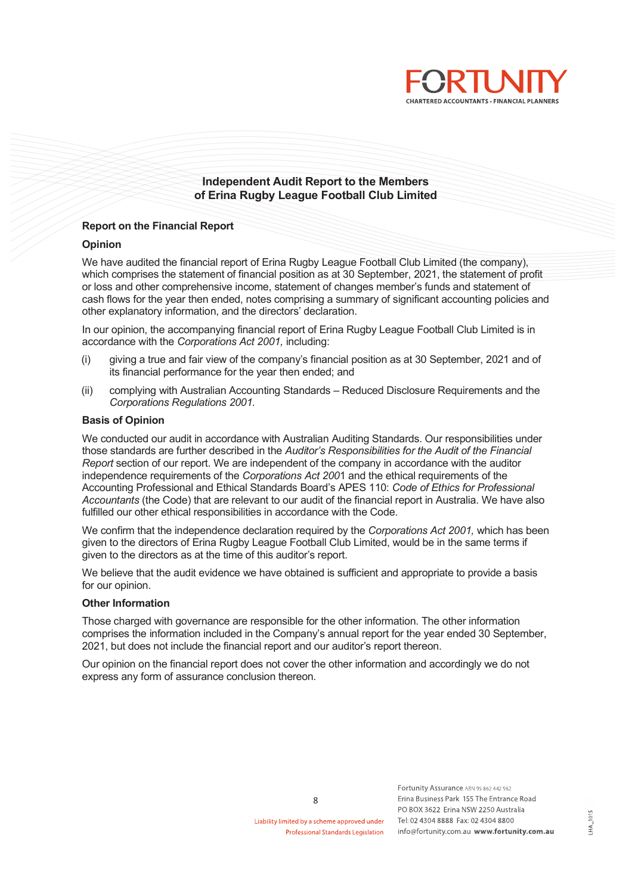# Independent Audit Report to the Members of Erina Rugby League Football Club Limited

## Report on the Financial Report

### Opinion

We have audited the financial report of Erina Rugby League Football Club Limited (the company), which comprises the statement of financial position as at 30 September, 2021, the statement of profit or loss and other comprehensive income, statement of changes member's funds and statement of cash flows for the year then ended, notes comprising a summary of significant accounting policies and other explanatory information, and the directors' declaration.

In our opinion, the accompanying financial report of Erina Rugby League Football Club Limited is in accordance with the *Corporations Act 2001,* including:

(i) giving a true and fair view of the company's financial position as at 30 September, 2021 and of its financial performance for the year then ended; and

(ii) complying with Australian Accounting Standards – Reduced Disclosure Requirements and the *Corporations Regulations 2001.*

### Basis of Opinion

We conducted our audit in accordance with Australian Auditing Standards. Our responsibilities under those standards are further described in the *Auditor's Responsibilities for the Audit of the Financial Report* section of our report. We are independent of the company in accordance with the auditor independence requirements of the *Corporations Act 2001* and the ethical requirements of the Accounting Professional and Ethical Standards Board's APES 110: *Code of Ethics for Professional Accountants* (the Code) that are relevant to our audit of the financial report in Australia. We have also fulfilled our other ethical responsibilities in accordance with the Code.

We confirm that the independence declaration required by the *Corporations Act 2001,* which has been given to the directors of Erina Rugby League Football Club Limited, would be in the same terms if given to the directors as at the time of this auditor's report.

We believe that the audit evidence we have obtained is sufficient and appropriate to provide a basis for our opinion.

### Other Information

Those charged with governance are responsible for the other information. The other information comprises the information included in the Company's annual report for the year ended 30 September, 2021, but does not include the financial report and our auditor's report thereon.

Our opinion on the financial report does not cover the other information and accordingly we do not express any form of assurance conclusion thereon.

Liability limited by a scheme approved under Professional Standards Legislation

Fortunity Assurance ABN 95 862 442 562
Erina Business Park 155 The Entrance Road
PO BOX 3622 Erina NSW 2250 Australia
Tel: 02 4304 8888 Fax: 02 4304 8800
info@fortunity.com.au www.fortunity.com.au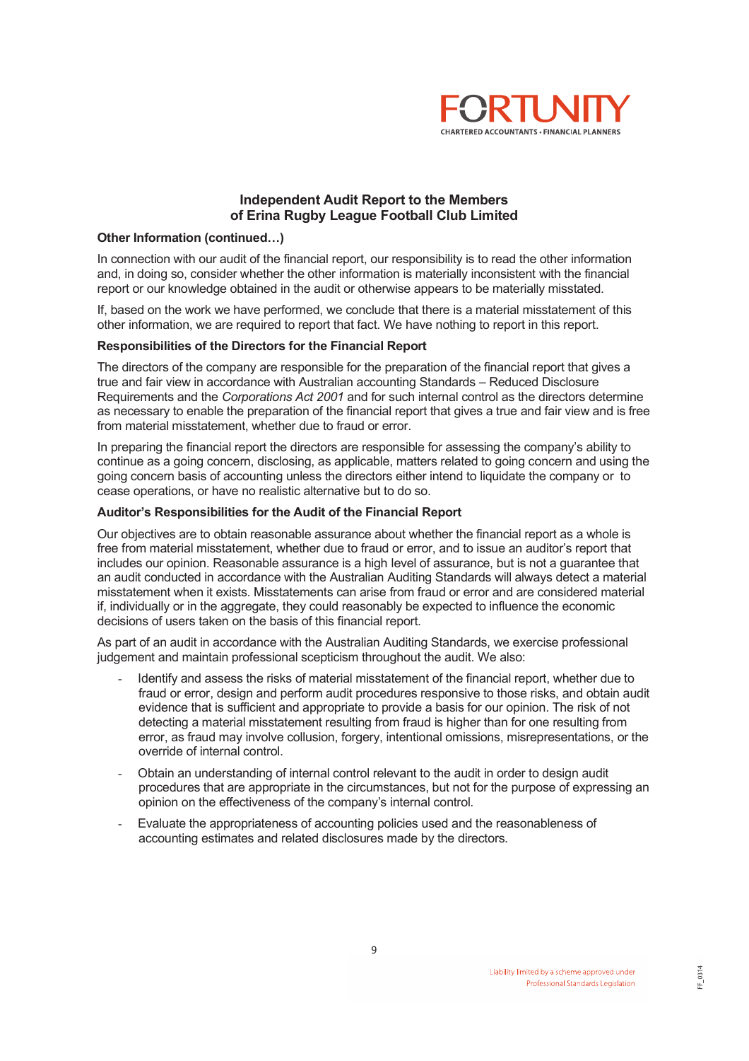## Independent Audit Report to the Members of Erina Rugby League Football Club Limited

**Other Information (continued…)**

In connection with our audit of the financial report, our responsibility is to read the other information and, in doing so, consider whether the other information is materially inconsistent with the financial report or our knowledge obtained in the audit or otherwise appears to be materially misstated.

If, based on the work we have performed, we conclude that there is a material misstatement of this other information, we are required to report that fact. We have nothing to report in this report.

**Responsibilities of the Directors for the Financial Report**

The directors of the company are responsible for the preparation of the financial report that gives a true and fair view in accordance with Australian accounting Standards – Reduced Disclosure Requirements and the *Corporations Act 2001* and for such internal control as the directors determine as necessary to enable the preparation of the financial report that gives a true and fair view and is free from material misstatement, whether due to fraud or error.

In preparing the financial report the directors are responsible for assessing the company's ability to continue as a going concern, disclosing, as applicable, matters related to going concern and using the going concern basis of accounting unless the directors either intend to liquidate the company or to cease operations, or have no realistic alternative but to do so.

**Auditor's Responsibilities for the Audit of the Financial Report**

Our objectives are to obtain reasonable assurance about whether the financial report as a whole is free from material misstatement, whether due to fraud or error, and to issue an auditor's report that includes our opinion. Reasonable assurance is a high level of assurance, but is not a guarantee that an audit conducted in accordance with the Australian Auditing Standards will always detect a material misstatement when it exists. Misstatements can arise from fraud or error and are considered material if, individually or in the aggregate, they could reasonably be expected to influence the economic decisions of users taken on the basis of this financial report.

As part of an audit in accordance with the Australian Auditing Standards, we exercise professional judgement and maintain professional scepticism throughout the audit. We also:

- Identify and assess the risks of material misstatement of the financial report, whether due to fraud or error, design and perform audit procedures responsive to those risks, and obtain audit evidence that is sufficient and appropriate to provide a basis for our opinion. The risk of not detecting a material misstatement resulting from fraud is higher than for one resulting from error, as fraud may involve collusion, forgery, intentional omissions, misrepresentations, or the override of internal control.
- Obtain an understanding of internal control relevant to the audit in order to design audit procedures that are appropriate in the circumstances, but not for the purpose of expressing an opinion on the effectiveness of the company's internal control.
- Evaluate the appropriateness of accounting policies used and the reasonableness of accounting estimates and related disclosures made by the directors.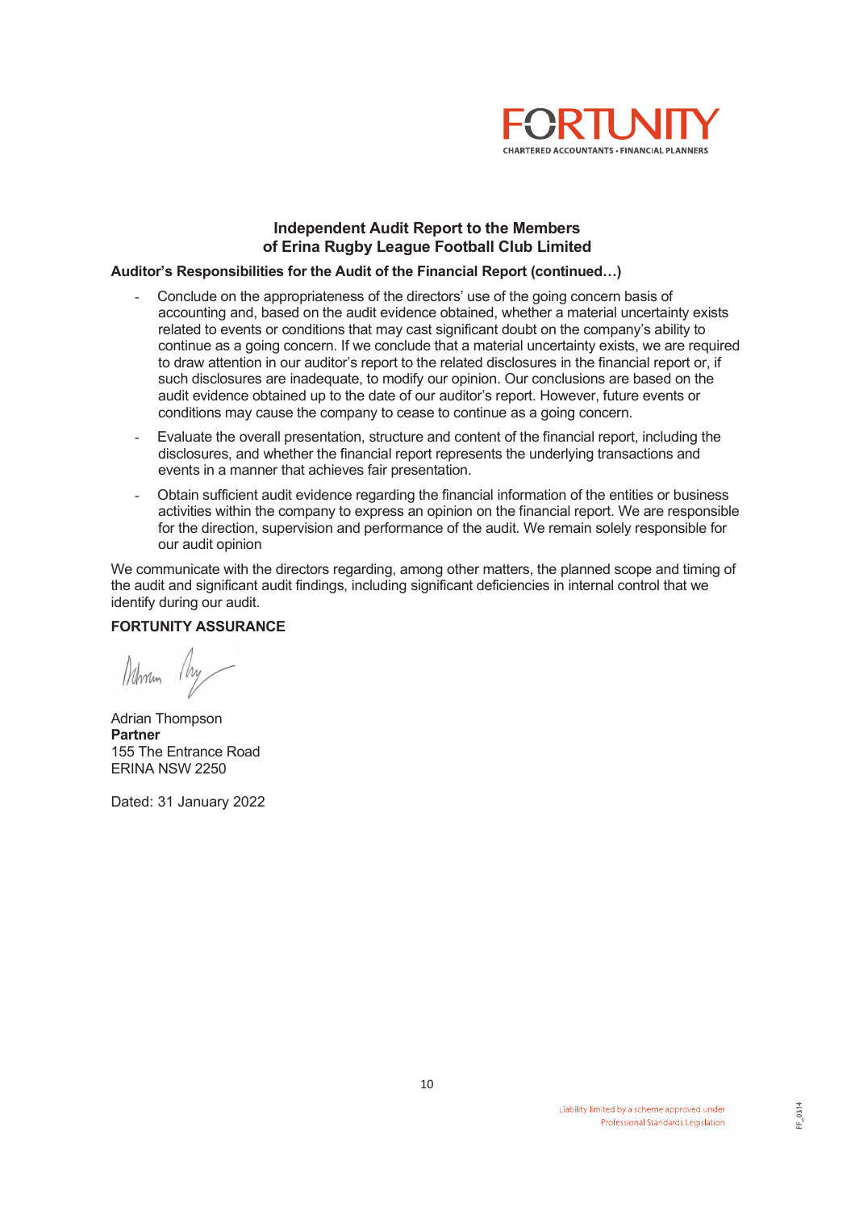FORTUNITY
CHARTERED ACCOUNTANTS • FINANCIAL PLANNERS

## Independent Audit Report to the Members of Erina Rugby League Football Club Limited

**Auditor's Responsibilities for the Audit of the Financial Report (continued…)**

- Conclude on the appropriateness of the directors' use of the going concern basis of accounting and, based on the audit evidence obtained, whether a material uncertainty exists related to events or conditions that may cast significant doubt on the company's ability to continue as a going concern. If we conclude that a material uncertainty exists, we are required to draw attention in our auditor's report to the related disclosures in the financial report or, if such disclosures are inadequate, to modify our opinion. Our conclusions are based on the audit evidence obtained up to the date of our auditor's report. However, future events or conditions may cause the company to cease to continue as a going concern.
- Evaluate the overall presentation, structure and content of the financial report, including the disclosures, and whether the financial report represents the underlying transactions and events in a manner that achieves fair presentation.
- Obtain sufficient audit evidence regarding the financial information of the entities or business activities within the company to express an opinion on the financial report. We are responsible for the direction, supervision and performance of the audit. We remain solely responsible for our audit opinion

We communicate with the directors regarding, among other matters, the planned scope and timing of the audit and significant audit findings, including significant deficiencies in internal control that we identify during our audit.

**FORTUNITY ASSURANCE**

Adrian Thompson
**Partner**
155 The Entrance Road
ERINA NSW 2250

Dated: 31 January 2022

Liability limited by a scheme approved under Professional Standards Legislation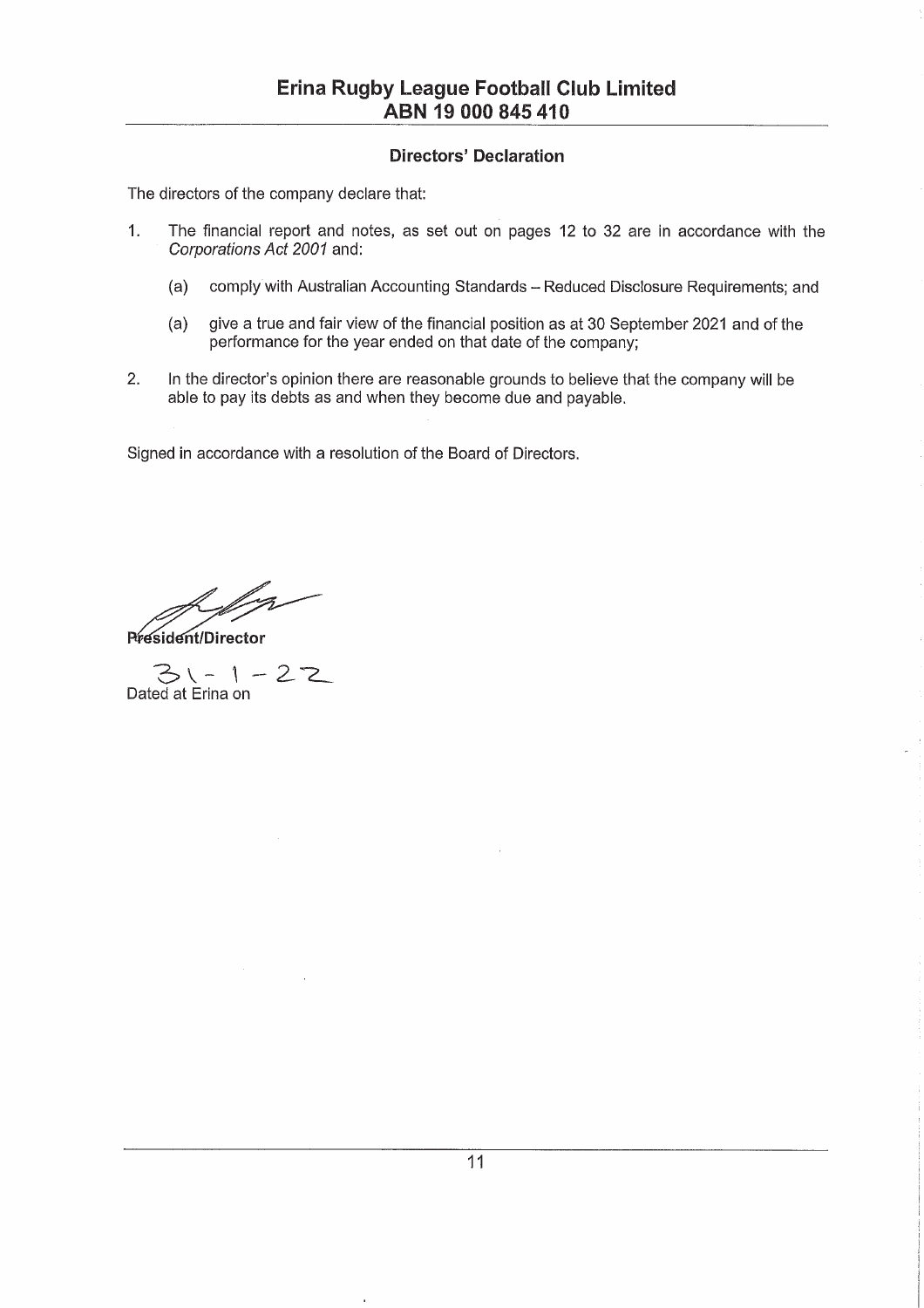# Erina Rugby League Football Club Limited
## ABN 19 000 845 410

### Directors' Declaration

The directors of the company declare that:

1. The financial report and notes, as set out on pages 12 to 32 are in accordance with the *Corporations Act 2001* and:

   (a) comply with Australian Accounting Standards – Reduced Disclosure Requirements; and

   (a) give a true and fair view of the financial position as at 30 September 2021 and of the performance for the year ended on that date of the company;

2. In the director's opinion there are reasonable grounds to believe that the company will be able to pay its debts as and when they become due and payable.

Signed in accordance with a resolution of the Board of Directors.

**President/Director**

Dated at Erina on 31-1-22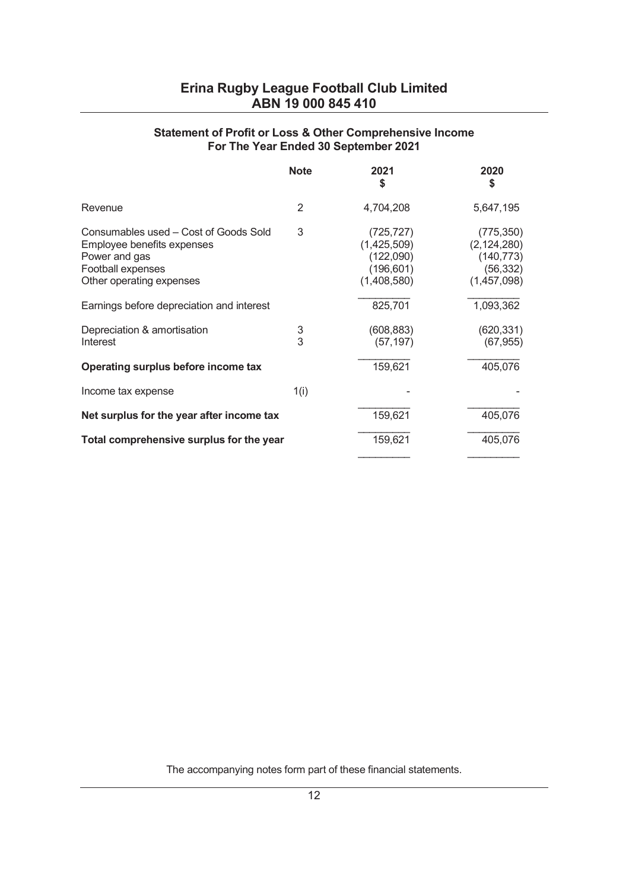# Erina Rugby League Football Club Limited
## ABN 19 000 845 410

### Statement of Profit or Loss & Other Comprehensive Income
### For The Year Ended 30 September 2021

| | Note | 2021 $ | 2020 $ |
|---|---|---|---|
| Revenue | 2 | 4,704,208 | 5,647,195 |
| Consumables used – Cost of Goods Sold | 3 | (725,727) | (775,350) |
| Employee benefits expenses | | (1,425,509) | (2,124,280) |
| Power and gas | | (122,090) | (140,773) |
| Football expenses | | (196,601) | (56,332) |
| Other operating expenses | | (1,408,580) | (1,457,098) |
| Earnings before depreciation and interest | | 825,701 | 1,093,362 |
| Depreciation & amortisation | 3 | (608,883) | (620,331) |
| Interest | 3 | (57,197) | (67,955) |
| **Operating surplus before income tax** | | 159,621 | 405,076 |
| Income tax expense | 1(i) | - | - |
| **Net surplus for the year after income tax** | | 159,621 | 405,076 |
| **Total comprehensive surplus for the year** | | 159,621 | 405,076 |

The accompanying notes form part of these financial statements.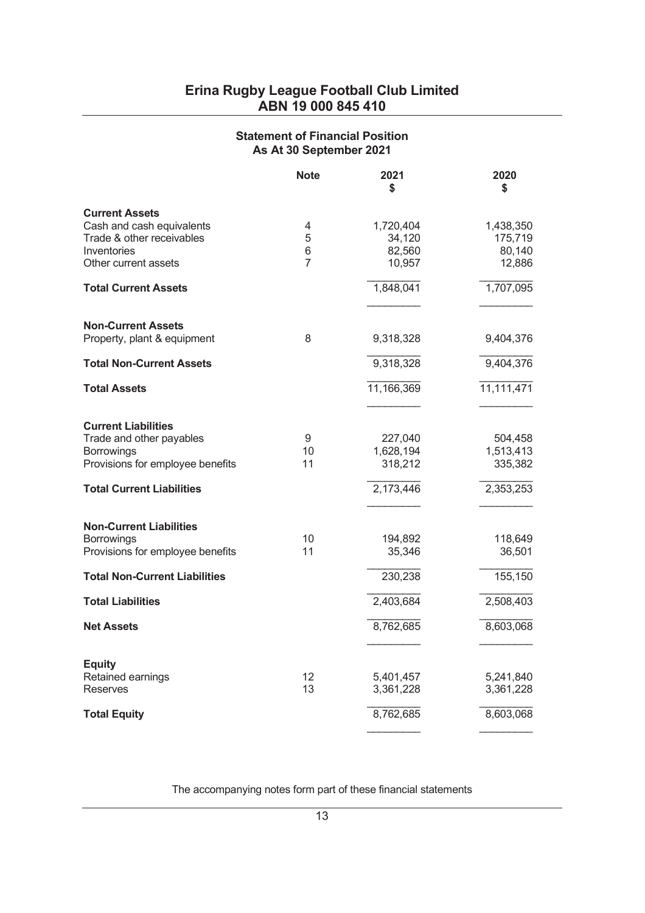# Erina Rugby League Football Club Limited
## ABN 19 000 845 410

### Statement of Financial Position
### As At 30 September 2021

| | Note | 2021 $ | 2020 $ |
|---|---|---|---|
| **Current Assets** | | | |
| Cash and cash equivalents | 4 | 1,720,404 | 1,438,350 |
| Trade & other receivables | 5 | 34,120 | 175,719 |
| Inventories | 6 | 82,560 | 80,140 |
| Other current assets | 7 | 10,957 | 12,886 |
| **Total Current Assets** | | 1,848,041 | 1,707,095 |
| **Non-Current Assets** | | | |
| Property, plant & equipment | 8 | 9,318,328 | 9,404,376 |
| **Total Non-Current Assets** | | 9,318,328 | 9,404,376 |
| **Total Assets** | | 11,166,369 | 11,111,471 |
| **Current Liabilities** | | | |
| Trade and other payables | 9 | 227,040 | 504,458 |
| Borrowings | 10 | 1,628,194 | 1,513,413 |
| Provisions for employee benefits | 11 | 318,212 | 335,382 |
| **Total Current Liabilities** | | 2,173,446 | 2,353,253 |
| **Non-Current Liabilities** | | | |
| Borrowings | 10 | 194,892 | 118,649 |
| Provisions for employee benefits | 11 | 35,346 | 36,501 |
| **Total Non-Current Liabilities** | | 230,238 | 155,150 |
| **Total Liabilities** | | 2,403,684 | 2,508,403 |
| **Net Assets** | | 8,762,685 | 8,603,068 |
| **Equity** | | | |
| Retained earnings | 12 | 5,401,457 | 5,241,840 |
| Reserves | 13 | 3,361,228 | 3,361,228 |
| **Total Equity** | | 8,762,685 | 8,603,068 |

The accompanying notes form part of these financial statements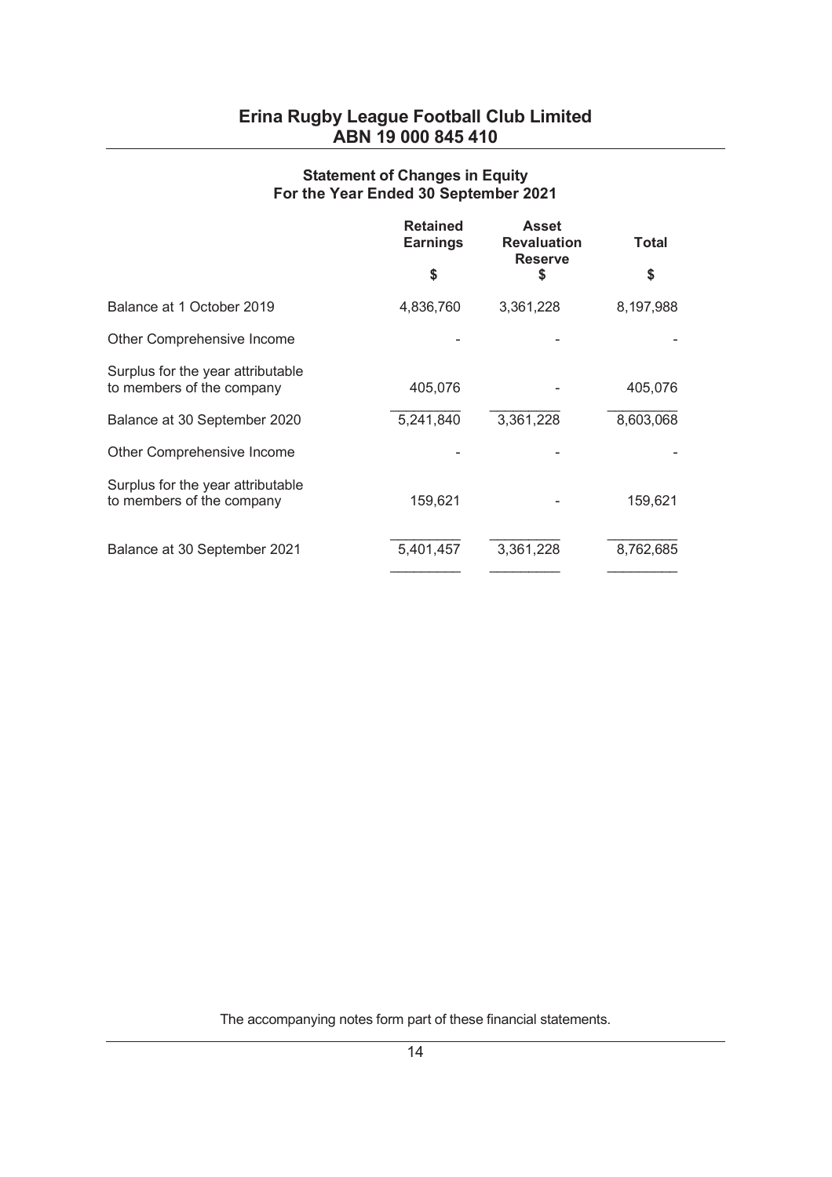# Erina Rugby League Football Club Limited
# ABN 19 000 845 410

## Statement of Changes in Equity
## For the Year Ended 30 September 2021

| | Retained Earnings<br>$ | Asset Revaluation Reserve<br>$ | Total<br>$ |
|---|---|---|---|
| Balance at 1 October 2019 | 4,836,760 | 3,361,228 | 8,197,988 |
| Other Comprehensive Income | - | - | - |
| Surplus for the year attributable to members of the company | 405,076 | - | 405,076 |
| Balance at 30 September 2020 | 5,241,840 | 3,361,228 | 8,603,068 |
| Other Comprehensive Income | - | - | - |
| Surplus for the year attributable to members of the company | 159,621 | - | 159,621 |
| Balance at 30 September 2021 | 5,401,457 | 3,361,228 | 8,762,685 |

The accompanying notes form part of these financial statements.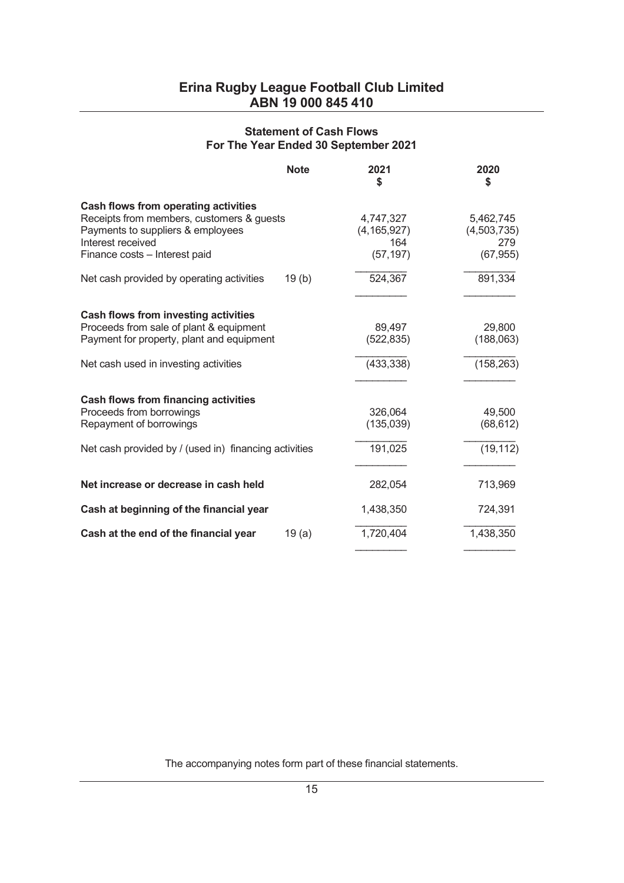# Erina Rugby League Football Club Limited
## ABN 19 000 845 410

### Statement of Cash Flows
### For The Year Ended 30 September 2021

| | Note | 2021<br>$ | 2020<br>$ |
|---|---|---|---|
| **Cash flows from operating activities** | | | |
| Receipts from members, customers & guests | | 4,747,327 | 5,462,745 |
| Payments to suppliers & employees | | (4,165,927) | (4,503,735) |
| Interest received | | 164 | 279 |
| Finance costs – Interest paid | | (57,197) | (67,955) |
| Net cash provided by operating activities | 19 (b) | 524,367 | 891,334 |
| **Cash flows from investing activities** | | | |
| Proceeds from sale of plant & equipment | | 89,497 | 29,800 |
| Payment for property, plant and equipment | | (522,835) | (188,063) |
| Net cash used in investing activities | | (433,338) | (158,263) |
| **Cash flows from financing activities** | | | |
| Proceeds from borrowings | | 326,064 | 49,500 |
| Repayment of borrowings | | (135,039) | (68,612) |
| Net cash provided by / (used in) financing activities | | 191,025 | (19,112) |
| **Net increase or decrease in cash held** | | 282,054 | 713,969 |
| **Cash at beginning of the financial year** | | 1,438,350 | 724,391 |
| **Cash at the end of the financial year** | 19 (a) | 1,720,404 | 1,438,350 |

The accompanying notes form part of these financial statements.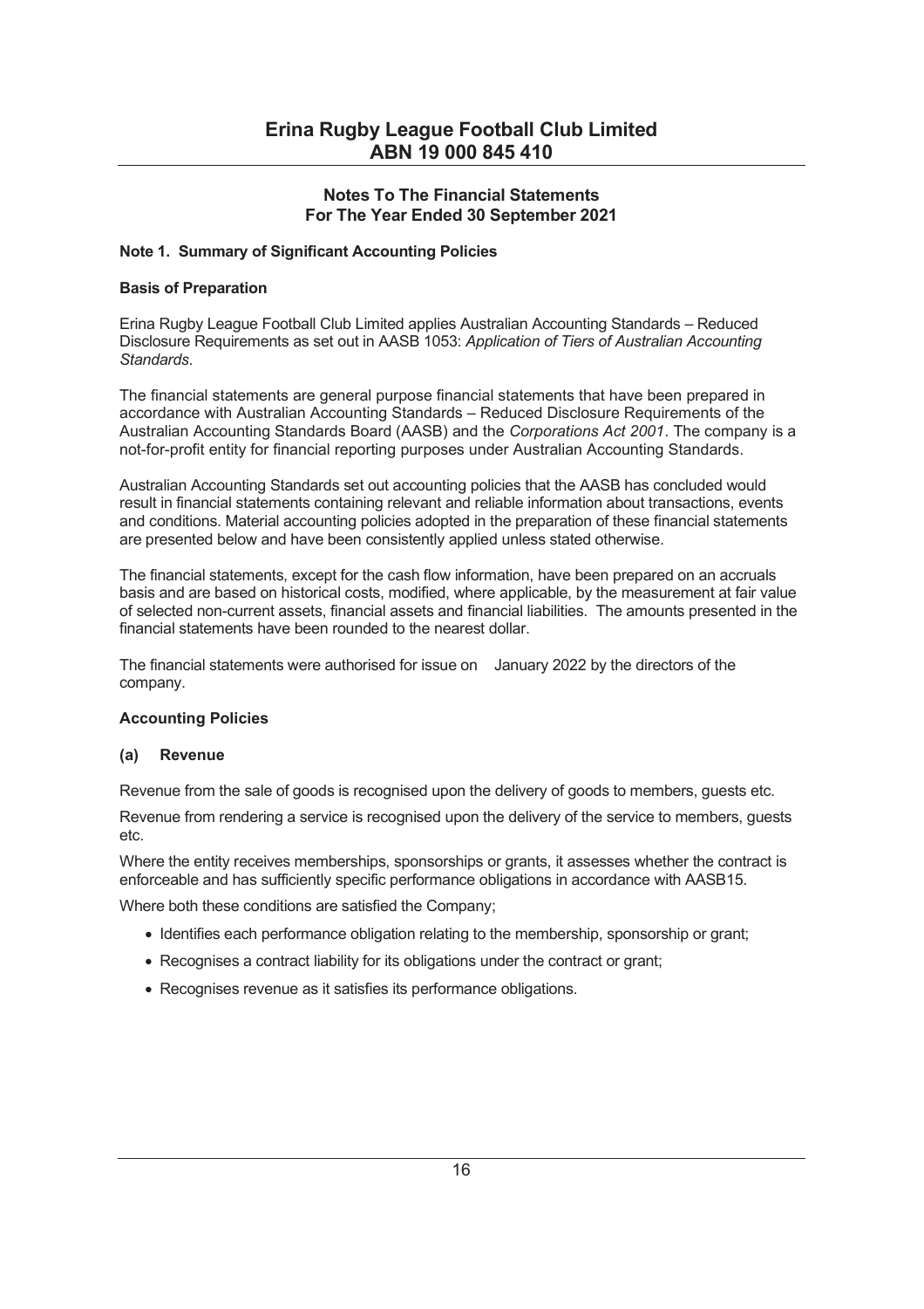# Erina Rugby League Football Club Limited
## ABN 19 000 845 410

### Notes To The Financial Statements
### For The Year Ended 30 September 2021

**Note 1. Summary of Significant Accounting Policies**

**Basis of Preparation**

Erina Rugby League Football Club Limited applies Australian Accounting Standards – Reduced Disclosure Requirements as set out in AASB 1053: *Application of Tiers of Australian Accounting Standards*.

The financial statements are general purpose financial statements that have been prepared in accordance with Australian Accounting Standards – Reduced Disclosure Requirements of the Australian Accounting Standards Board (AASB) and the *Corporations Act 2001*. The company is a not-for-profit entity for financial reporting purposes under Australian Accounting Standards.

Australian Accounting Standards set out accounting policies that the AASB has concluded would result in financial statements containing relevant and reliable information about transactions, events and conditions. Material accounting policies adopted in the preparation of these financial statements are presented below and have been consistently applied unless stated otherwise.

The financial statements, except for the cash flow information, have been prepared on an accruals basis and are based on historical costs, modified, where applicable, by the measurement at fair value of selected non-current assets, financial assets and financial liabilities. The amounts presented in the financial statements have been rounded to the nearest dollar.

The financial statements were authorised for issue on  January 2022 by the directors of the company.

**Accounting Policies**

**(a) Revenue**

Revenue from the sale of goods is recognised upon the delivery of goods to members, guests etc.

Revenue from rendering a service is recognised upon the delivery of the service to members, guests etc.

Where the entity receives memberships, sponsorships or grants, it assesses whether the contract is enforceable and has sufficiently specific performance obligations in accordance with AASB15.

Where both these conditions are satisfied the Company;

- Identifies each performance obligation relating to the membership, sponsorship or grant;
- Recognises a contract liability for its obligations under the contract or grant;
- Recognises revenue as it satisfies its performance obligations.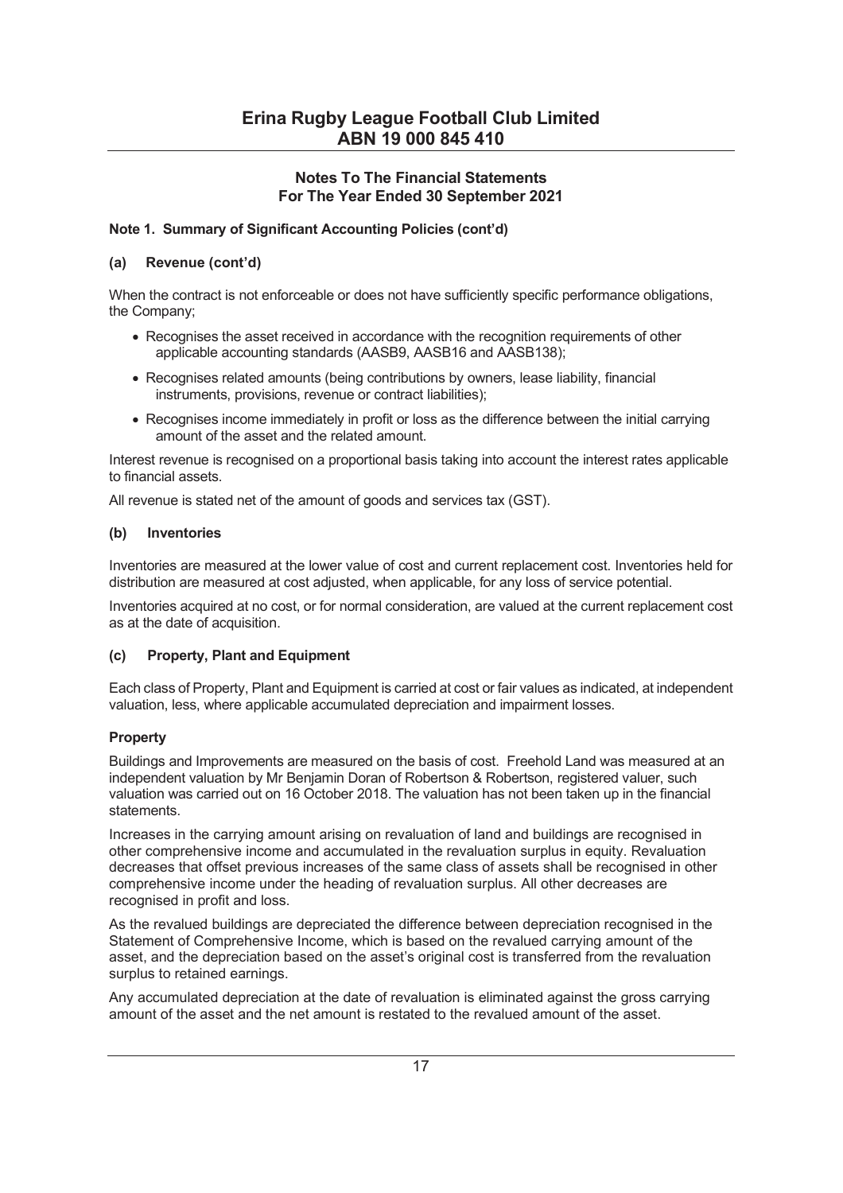# Erina Rugby League Football Club Limited
# ABN 19 000 845 410

## Notes To The Financial Statements
## For The Year Ended 30 September 2021

### Note 1. Summary of Significant Accounting Policies (cont'd)

#### (a) Revenue (cont'd)

When the contract is not enforceable or does not have sufficiently specific performance obligations, the Company;

- Recognises the asset received in accordance with the recognition requirements of other applicable accounting standards (AASB9, AASB16 and AASB138);
- Recognises related amounts (being contributions by owners, lease liability, financial instruments, provisions, revenue or contract liabilities);
- Recognises income immediately in profit or loss as the difference between the initial carrying amount of the asset and the related amount.

Interest revenue is recognised on a proportional basis taking into account the interest rates applicable to financial assets.

All revenue is stated net of the amount of goods and services tax (GST).

#### (b) Inventories

Inventories are measured at the lower value of cost and current replacement cost. Inventories held for distribution are measured at cost adjusted, when applicable, for any loss of service potential.

Inventories acquired at no cost, or for normal consideration, are valued at the current replacement cost as at the date of acquisition.

#### (c) Property, Plant and Equipment

Each class of Property, Plant and Equipment is carried at cost or fair values as indicated, at independent valuation, less, where applicable accumulated depreciation and impairment losses.

**Property**

Buildings and Improvements are measured on the basis of cost. Freehold Land was measured at an independent valuation by Mr Benjamin Doran of Robertson & Robertson, registered valuer, such valuation was carried out on 16 October 2018. The valuation has not been taken up in the financial statements.

Increases in the carrying amount arising on revaluation of land and buildings are recognised in other comprehensive income and accumulated in the revaluation surplus in equity. Revaluation decreases that offset previous increases of the same class of assets shall be recognised in other comprehensive income under the heading of revaluation surplus. All other decreases are recognised in profit and loss.

As the revalued buildings are depreciated the difference between depreciation recognised in the Statement of Comprehensive Income, which is based on the revalued carrying amount of the asset, and the depreciation based on the asset's original cost is transferred from the revaluation surplus to retained earnings.

Any accumulated depreciation at the date of revaluation is eliminated against the gross carrying amount of the asset and the net amount is restated to the revalued amount of the asset.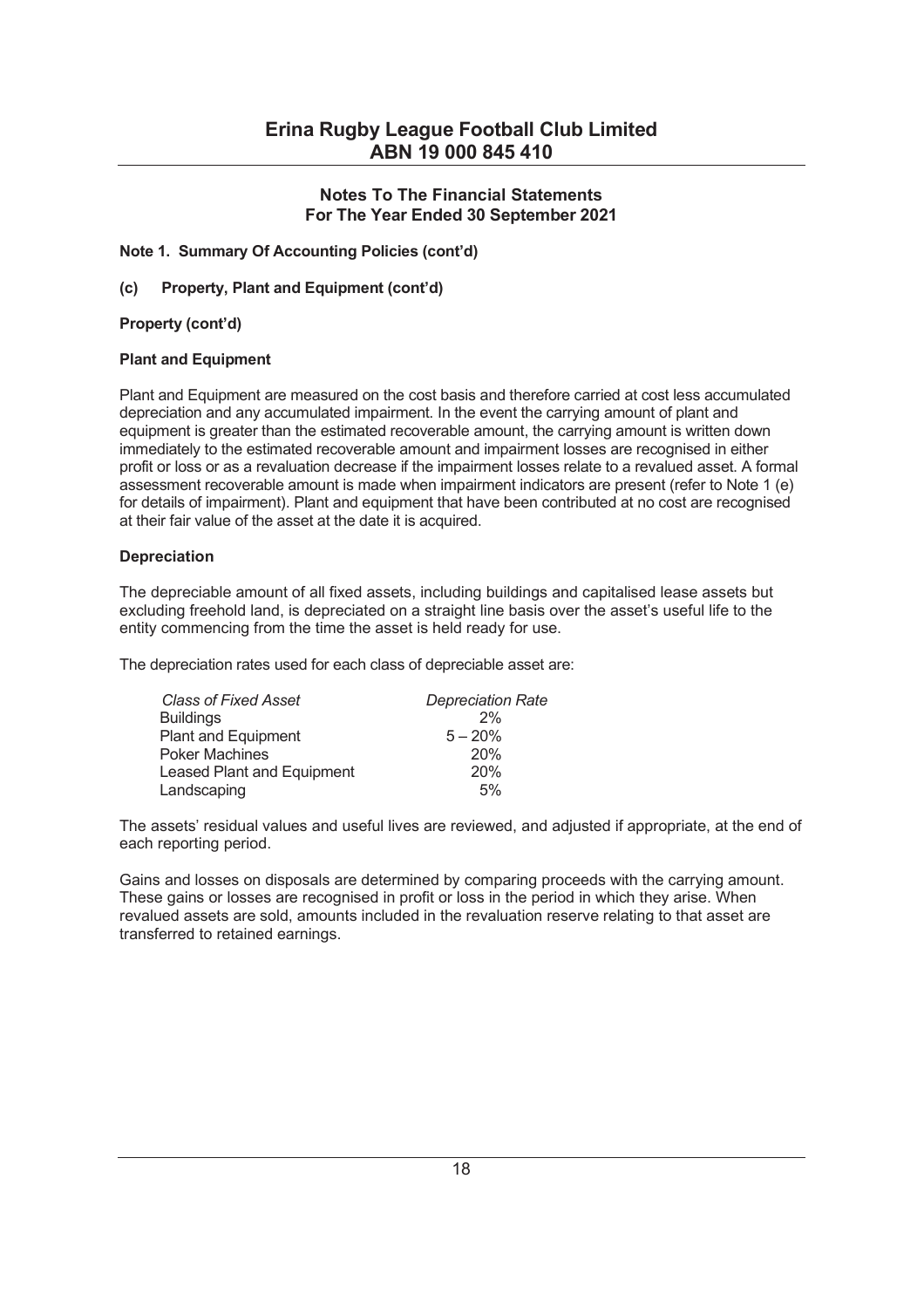# Erina Rugby League Football Club Limited
# ABN 19 000 845 410

## Notes To The Financial Statements
## For The Year Ended 30 September 2021

**Note 1. Summary Of Accounting Policies (cont'd)**

**(c) Property, Plant and Equipment (cont'd)**

**Property (cont'd)**

**Plant and Equipment**

Plant and Equipment are measured on the cost basis and therefore carried at cost less accumulated depreciation and any accumulated impairment. In the event the carrying amount of plant and equipment is greater than the estimated recoverable amount, the carrying amount is written down immediately to the estimated recoverable amount and impairment losses are recognised in either profit or loss or as a revaluation decrease if the impairment losses relate to a revalued asset. A formal assessment recoverable amount is made when impairment indicators are present (refer to Note 1 (e) for details of impairment). Plant and equipment that have been contributed at no cost are recognised at their fair value of the asset at the date it is acquired.

**Depreciation**

The depreciable amount of all fixed assets, including buildings and capitalised lease assets but excluding freehold land, is depreciated on a straight line basis over the asset's useful life to the entity commencing from the time the asset is held ready for use.

The depreciation rates used for each class of depreciable asset are:

| *Class of Fixed Asset* | *Depreciation Rate* |
| --- | --- |
| Buildings | 2% |
| Plant and Equipment | 5 – 20% |
| Poker Machines | 20% |
| Leased Plant and Equipment | 20% |
| Landscaping | 5% |

The assets' residual values and useful lives are reviewed, and adjusted if appropriate, at the end of each reporting period.

Gains and losses on disposals are determined by comparing proceeds with the carrying amount. These gains or losses are recognised in profit or loss in the period in which they arise. When revalued assets are sold, amounts included in the revaluation reserve relating to that asset are transferred to retained earnings.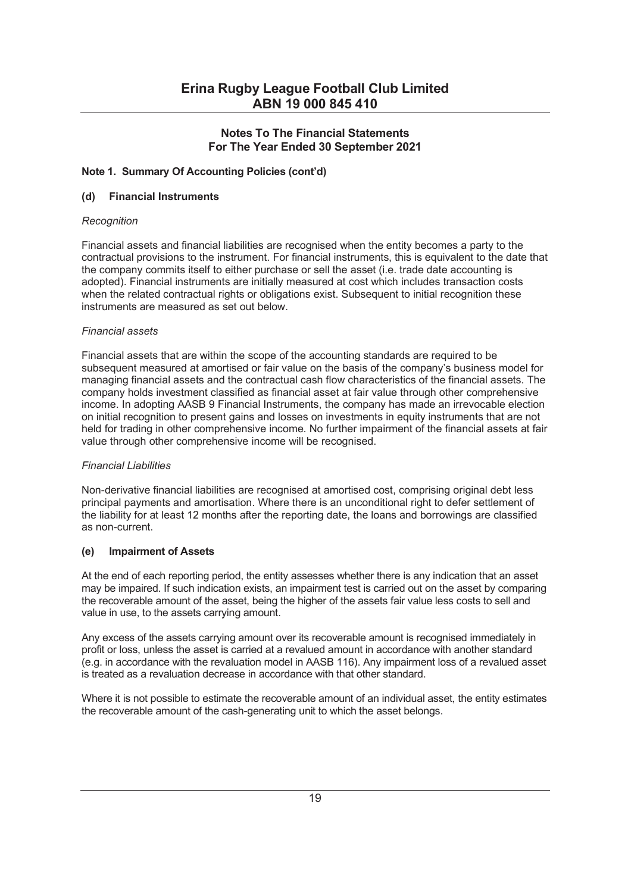# Erina Rugby League Football Club Limited
# ABN 19 000 845 410

## Notes To The Financial Statements
## For The Year Ended 30 September 2021

### Note 1. Summary Of Accounting Policies (cont'd)

### (d) Financial Instruments

*Recognition*

Financial assets and financial liabilities are recognised when the entity becomes a party to the contractual provisions to the instrument. For financial instruments, this is equivalent to the date that the company commits itself to either purchase or sell the asset (i.e. trade date accounting is adopted). Financial instruments are initially measured at cost which includes transaction costs when the related contractual rights or obligations exist. Subsequent to initial recognition these instruments are measured as set out below.

*Financial assets*

Financial assets that are within the scope of the accounting standards are required to be subsequent measured at amortised or fair value on the basis of the company's business model for managing financial assets and the contractual cash flow characteristics of the financial assets. The company holds investment classified as financial asset at fair value through other comprehensive income. In adopting AASB 9 Financial Instruments, the company has made an irrevocable election on initial recognition to present gains and losses on investments in equity instruments that are not held for trading in other comprehensive income. No further impairment of the financial assets at fair value through other comprehensive income will be recognised.

*Financial Liabilities*

Non-derivative financial liabilities are recognised at amortised cost, comprising original debt less principal payments and amortisation. Where there is an unconditional right to defer settlement of the liability for at least 12 months after the reporting date, the loans and borrowings are classified as non-current.

### (e) Impairment of Assets

At the end of each reporting period, the entity assesses whether there is any indication that an asset may be impaired. If such indication exists, an impairment test is carried out on the asset by comparing the recoverable amount of the asset, being the higher of the assets fair value less costs to sell and value in use, to the assets carrying amount.

Any excess of the assets carrying amount over its recoverable amount is recognised immediately in profit or loss, unless the asset is carried at a revalued amount in accordance with another standard (e.g. in accordance with the revaluation model in AASB 116). Any impairment loss of a revalued asset is treated as a revaluation decrease in accordance with that other standard.

Where it is not possible to estimate the recoverable amount of an individual asset, the entity estimates the recoverable amount of the cash-generating unit to which the asset belongs.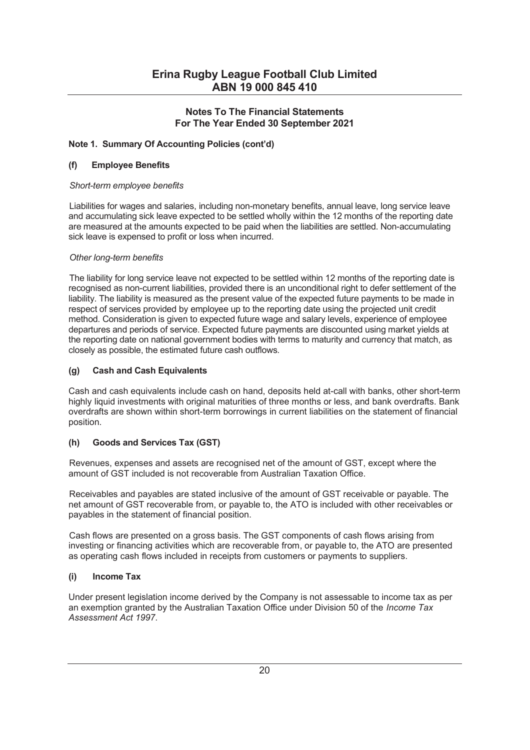# Erina Rugby League Football Club Limited
# ABN 19 000 845 410

## Notes To The Financial Statements
## For The Year Ended 30 September 2021

### Note 1. Summary Of Accounting Policies (cont'd)

#### (f) Employee Benefits

*Short-term employee benefits*

Liabilities for wages and salaries, including non-monetary benefits, annual leave, long service leave and accumulating sick leave expected to be settled wholly within the 12 months of the reporting date are measured at the amounts expected to be paid when the liabilities are settled. Non-accumulating sick leave is expensed to profit or loss when incurred.

*Other long-term benefits*

The liability for long service leave not expected to be settled within 12 months of the reporting date is recognised as non-current liabilities, provided there is an unconditional right to defer settlement of the liability. The liability is measured as the present value of the expected future payments to be made in respect of services provided by employee up to the reporting date using the projected unit credit method. Consideration is given to expected future wage and salary levels, experience of employee departures and periods of service. Expected future payments are discounted using market yields at the reporting date on national government bodies with terms to maturity and currency that match, as closely as possible, the estimated future cash outflows.

#### (g) Cash and Cash Equivalents

Cash and cash equivalents include cash on hand, deposits held at-call with banks, other short-term highly liquid investments with original maturities of three months or less, and bank overdrafts. Bank overdrafts are shown within short-term borrowings in current liabilities on the statement of financial position.

#### (h) Goods and Services Tax (GST)

Revenues, expenses and assets are recognised net of the amount of GST, except where the amount of GST included is not recoverable from Australian Taxation Office.

Receivables and payables are stated inclusive of the amount of GST receivable or payable. The net amount of GST recoverable from, or payable to, the ATO is included with other receivables or payables in the statement of financial position.

Cash flows are presented on a gross basis. The GST components of cash flows arising from investing or financing activities which are recoverable from, or payable to, the ATO are presented as operating cash flows included in receipts from customers or payments to suppliers.

#### (i) Income Tax

Under present legislation income derived by the Company is not assessable to income tax as per an exemption granted by the Australian Taxation Office under Division 50 of the *Income Tax Assessment Act 1997*.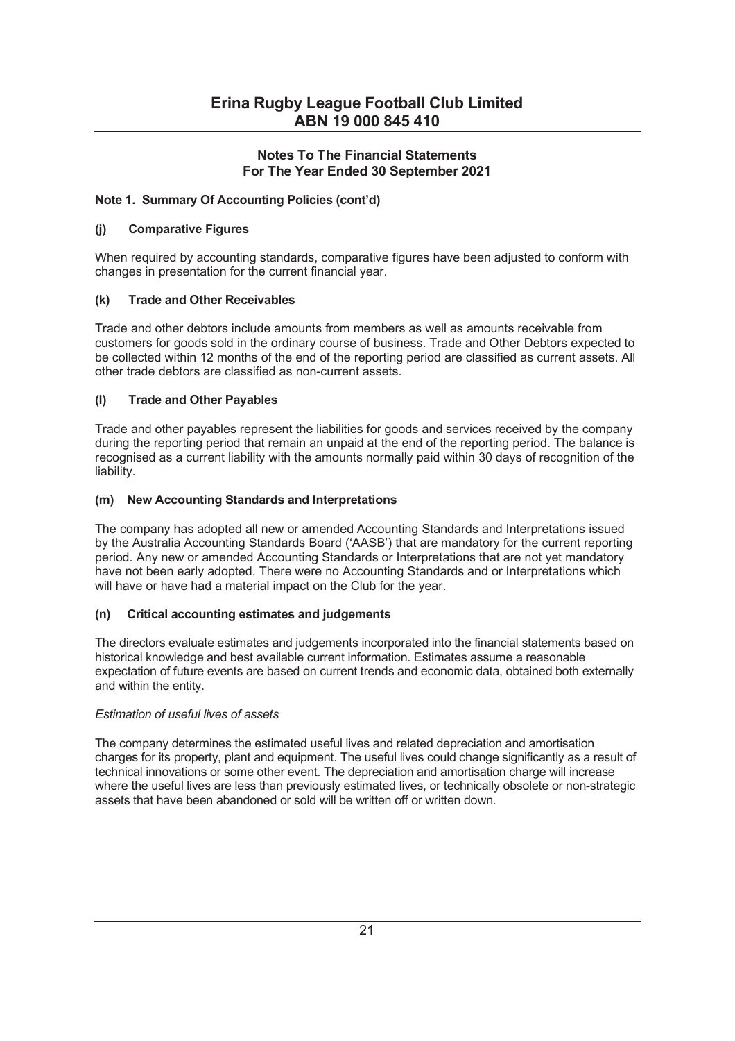# Erina Rugby League Football Club Limited
# ABN 19 000 845 410

## Notes To The Financial Statements
## For The Year Ended 30 September 2021

**Note 1. Summary Of Accounting Policies (cont'd)**

**(j) Comparative Figures**

When required by accounting standards, comparative figures have been adjusted to conform with changes in presentation for the current financial year.

**(k) Trade and Other Receivables**

Trade and other debtors include amounts from members as well as amounts receivable from customers for goods sold in the ordinary course of business. Trade and Other Debtors expected to be collected within 12 months of the end of the reporting period are classified as current assets. All other trade debtors are classified as non-current assets.

**(l) Trade and Other Payables**

Trade and other payables represent the liabilities for goods and services received by the company during the reporting period that remain an unpaid at the end of the reporting period. The balance is recognised as a current liability with the amounts normally paid within 30 days of recognition of the liability.

**(m) New Accounting Standards and Interpretations**

The company has adopted all new or amended Accounting Standards and Interpretations issued by the Australia Accounting Standards Board ('AASB') that are mandatory for the current reporting period. Any new or amended Accounting Standards or Interpretations that are not yet mandatory have not been early adopted. There were no Accounting Standards and or Interpretations which will have or have had a material impact on the Club for the year.

**(n) Critical accounting estimates and judgements**

The directors evaluate estimates and judgements incorporated into the financial statements based on historical knowledge and best available current information. Estimates assume a reasonable expectation of future events are based on current trends and economic data, obtained both externally and within the entity.

*Estimation of useful lives of assets*

The company determines the estimated useful lives and related depreciation and amortisation charges for its property, plant and equipment. The useful lives could change significantly as a result of technical innovations or some other event. The depreciation and amortisation charge will increase where the useful lives are less than previously estimated lives, or technically obsolete or non-strategic assets that have been abandoned or sold will be written off or written down.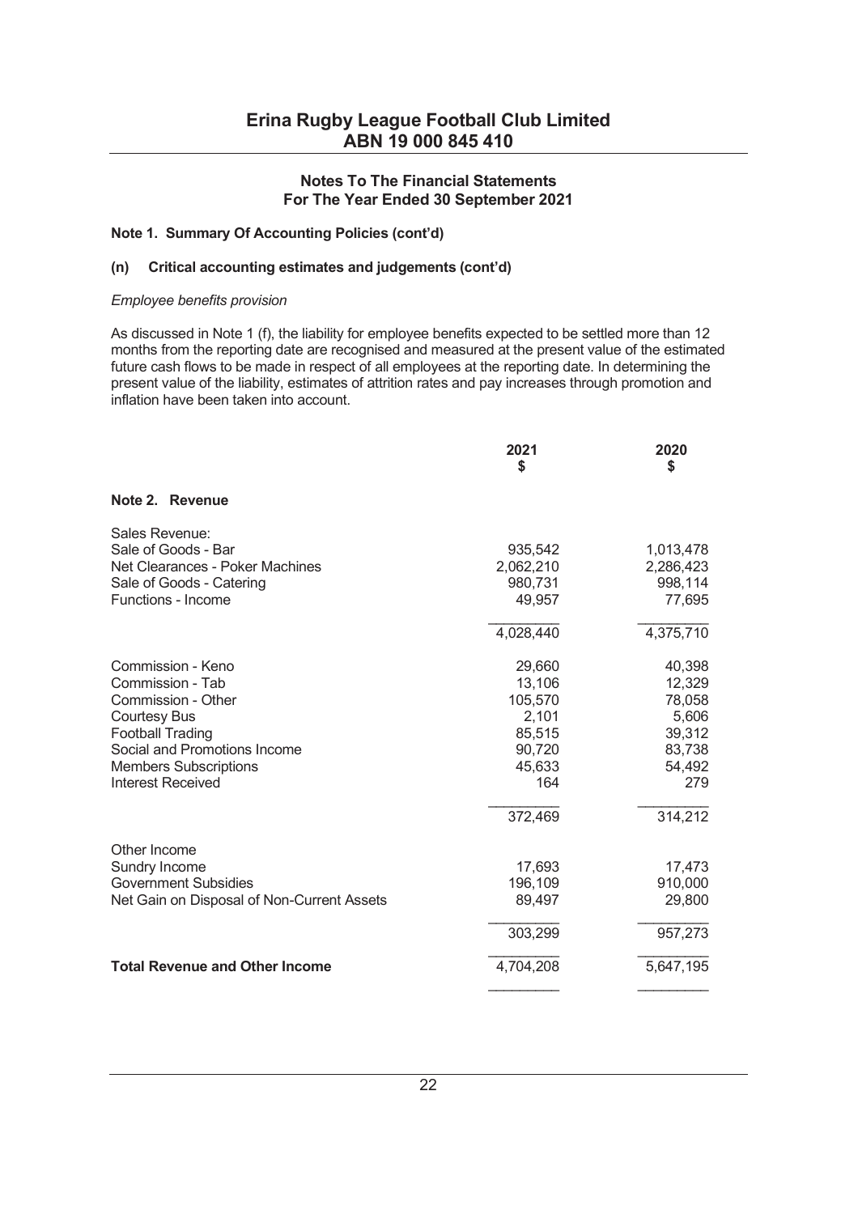# Erina Rugby League Football Club Limited
## ABN 19 000 845 410

### Notes To The Financial Statements
### For The Year Ended 30 September 2021

**Note 1. Summary Of Accounting Policies (cont'd)**

**(n) Critical accounting estimates and judgements (cont'd)**

*Employee benefits provision*

As discussed in Note 1 (f), the liability for employee benefits expected to be settled more than 12 months from the reporting date are recognised and measured at the present value of the estimated future cash flows to be made in respect of all employees at the reporting date. In determining the present value of the liability, estimates of attrition rates and pay increases through promotion and inflation have been taken into account.

| | 2021<br>$ | 2020<br>$ |
|---|---|---|
| **Note 2. Revenue** | | |
| Sales Revenue: | | |
| Sale of Goods - Bar | 935,542 | 1,013,478 |
| Net Clearances - Poker Machines | 2,062,210 | 2,286,423 |
| Sale of Goods - Catering | 980,731 | 998,114 |
| Functions - Income | 49,957 | 77,695 |
| | 4,028,440 | 4,375,710 |
| Commission - Keno | 29,660 | 40,398 |
| Commission - Tab | 13,106 | 12,329 |
| Commission - Other | 105,570 | 78,058 |
| Courtesy Bus | 2,101 | 5,606 |
| Football Trading | 85,515 | 39,312 |
| Social and Promotions Income | 90,720 | 83,738 |
| Members Subscriptions | 45,633 | 54,492 |
| Interest Received | 164 | 279 |
| | 372,469 | 314,212 |
| Other Income | | |
| Sundry Income | 17,693 | 17,473 |
| Government Subsidies | 196,109 | 910,000 |
| Net Gain on Disposal of Non-Current Assets | 89,497 | 29,800 |
| | 303,299 | 957,273 |
| **Total Revenue and Other Income** | 4,704,208 | 5,647,195 |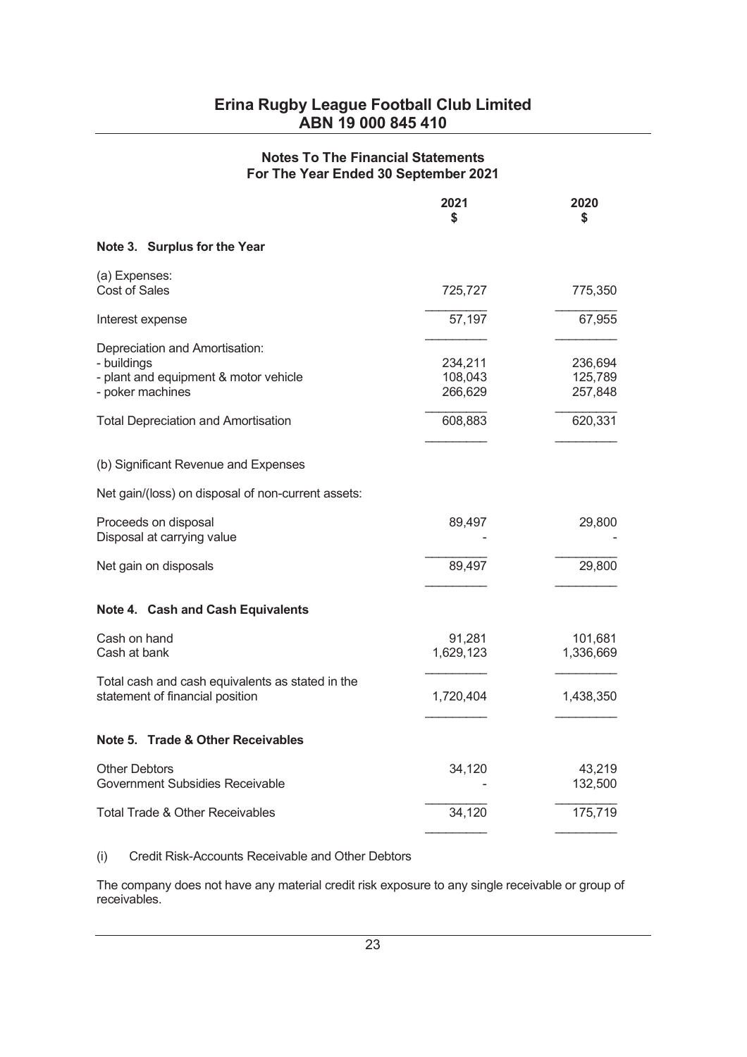## Notes To The Financial Statements
### For The Year Ended 30 September 2021

| | 2021 $ | 2020 $ |
|---|---|---|
| **Note 3. Surplus for the Year** | | |
| (a) Expenses: | | |
| Cost of Sales | 725,727 | 775,350 |
| Interest expense | 57,197 | 67,955 |
| Depreciation and Amortisation: | | |
| - buildings | 234,211 | 236,694 |
| - plant and equipment & motor vehicle | 108,043 | 125,789 |
| - poker machines | 266,629 | 257,848 |
| Total Depreciation and Amortisation | 608,883 | 620,331 |
| (b) Significant Revenue and Expenses | | |
| Net gain/(loss) on disposal of non-current assets: | | |
| Proceeds on disposal | 89,497 | 29,800 |
| Disposal at carrying value | - | - |
| Net gain on disposals | 89,497 | 29,800 |
| **Note 4. Cash and Cash Equivalents** | | |
| Cash on hand | 91,281 | 101,681 |
| Cash at bank | 1,629,123 | 1,336,669 |
| Total cash and cash equivalents as stated in the statement of financial position | 1,720,404 | 1,438,350 |
| **Note 5. Trade & Other Receivables** | | |
| Other Debtors | 34,120 | 43,219 |
| Government Subsidies Receivable | - | 132,500 |
| Total Trade & Other Receivables | 34,120 | 175,719 |

(i) Credit Risk-Accounts Receivable and Other Debtors

The company does not have any material credit risk exposure to any single receivable or group of receivables.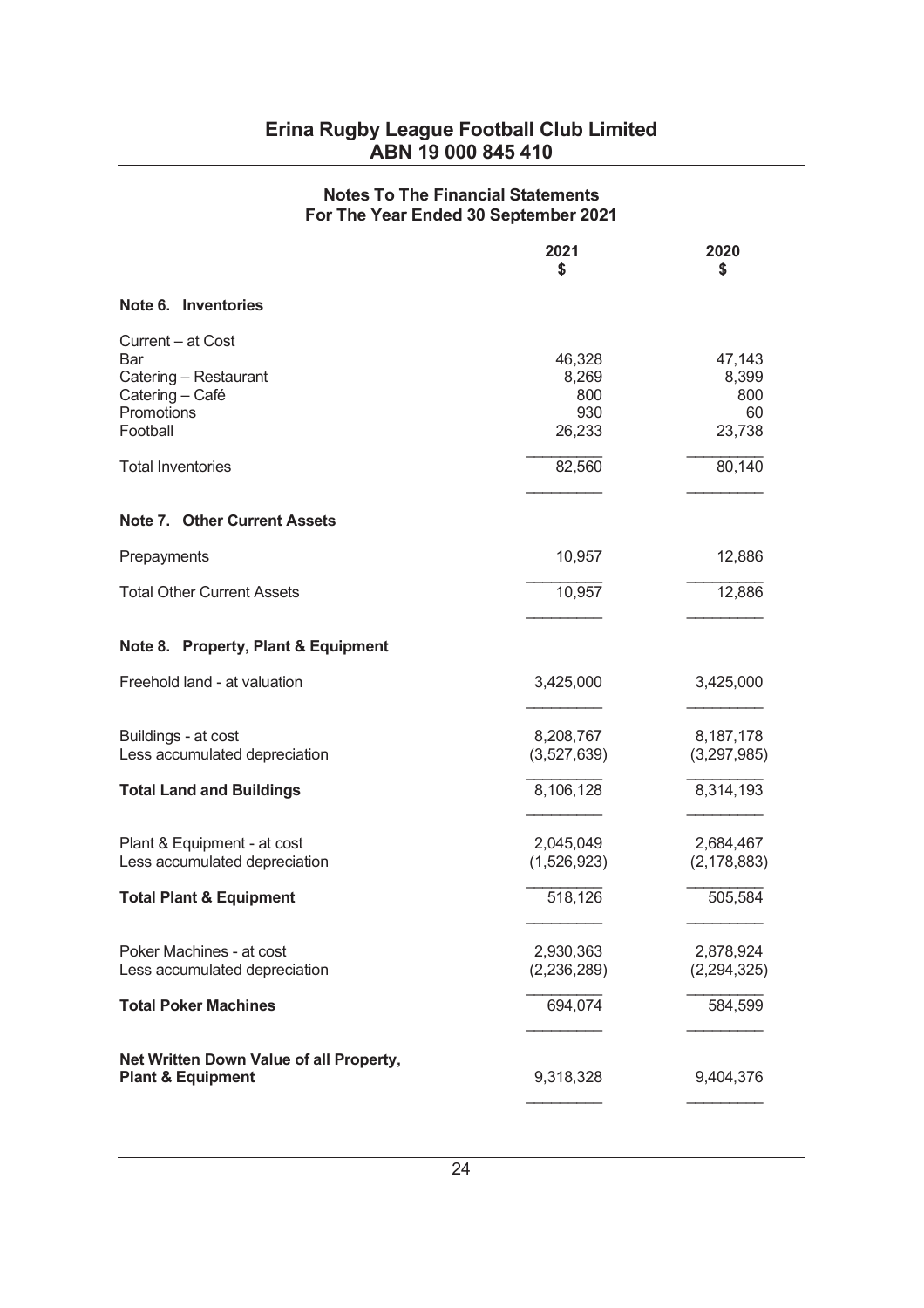# Erina Rugby League Football Club Limited
## ABN 19 000 845 410

### Notes To The Financial Statements
### For The Year Ended 30 September 2021

| | 2021<br>$ | 2020<br>$ |
|---|---|---|
| **Note 6. Inventories** | | |
| Current – at Cost | | |
| Bar | 46,328 | 47,143 |
| Catering – Restaurant | 8,269 | 8,399 |
| Catering – Café | 800 | 800 |
| Promotions | 930 | 60 |
| Football | 26,233 | 23,738 |
| Total Inventories | 82,560 | 80,140 |
| **Note 7. Other Current Assets** | | |
| Prepayments | 10,957 | 12,886 |
| Total Other Current Assets | 10,957 | 12,886 |
| **Note 8. Property, Plant & Equipment** | | |
| Freehold land - at valuation | 3,425,000 | 3,425,000 |
| Buildings - at cost | 8,208,767 | 8,187,178 |
| Less accumulated depreciation | (3,527,639) | (3,297,985) |
| **Total Land and Buildings** | 8,106,128 | 8,314,193 |
| Plant & Equipment - at cost | 2,045,049 | 2,684,467 |
| Less accumulated depreciation | (1,526,923) | (2,178,883) |
| **Total Plant & Equipment** | 518,126 | 505,584 |
| Poker Machines - at cost | 2,930,363 | 2,878,924 |
| Less accumulated depreciation | (2,236,289) | (2,294,325) |
| **Total Poker Machines** | 694,074 | 584,599 |
| **Net Written Down Value of all Property, Plant & Equipment** | 9,318,328 | 9,404,376 |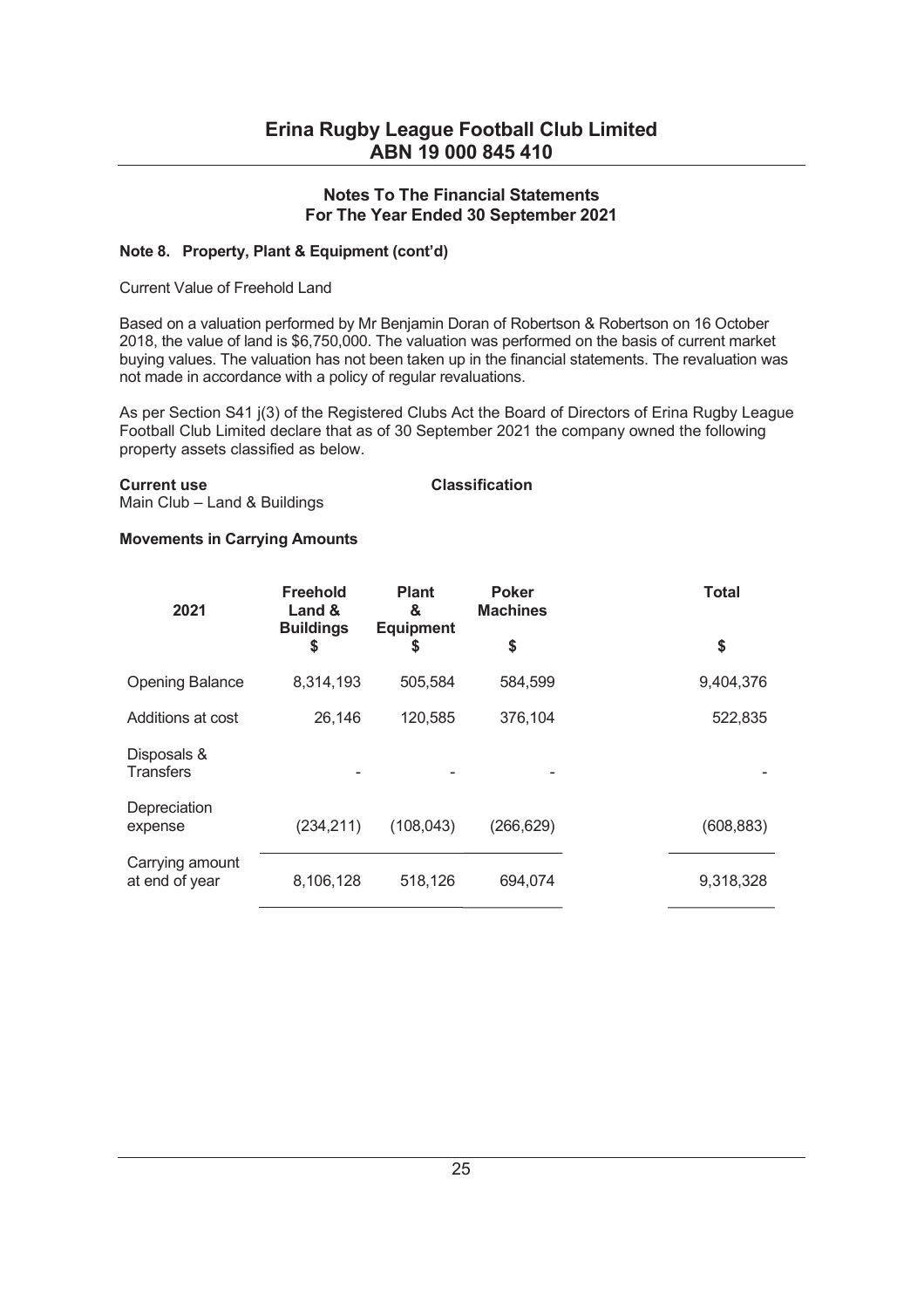## Notes To The Financial Statements
## For The Year Ended 30 September 2021

**Note 8. Property, Plant & Equipment (cont'd)**

Current Value of Freehold Land

Based on a valuation performed by Mr Benjamin Doran of Robertson & Robertson on 16 October 2018, the value of land is $6,750,000. The valuation was performed on the basis of current market buying values. The valuation has not been taken up in the financial statements. The revaluation was not made in accordance with a policy of regular revaluations.

As per Section S41 j(3) of the Registered Clubs Act the Board of Directors of Erina Rugby League Football Club Limited declare that as of 30 September 2021 the company owned the following property assets classified as below.

| **Current use** | **Classification** |
|---|---|
| Main Club – Land & Buildings | |

**Movements in Carrying Amounts**

| 2021 | Freehold Land & Buildings $ | Plant & Equipment $ | Poker Machines $ | Total $ |
|---|---|---|---|---|
| Opening Balance | 8,314,193 | 505,584 | 584,599 | 9,404,376 |
| Additions at cost | 26,146 | 120,585 | 376,104 | 522,835 |
| Disposals & Transfers | - | - | - | - |
| Depreciation expense | (234,211) | (108,043) | (266,629) | (608,883) |
| Carrying amount at end of year | 8,106,128 | 518,126 | 694,074 | 9,318,328 |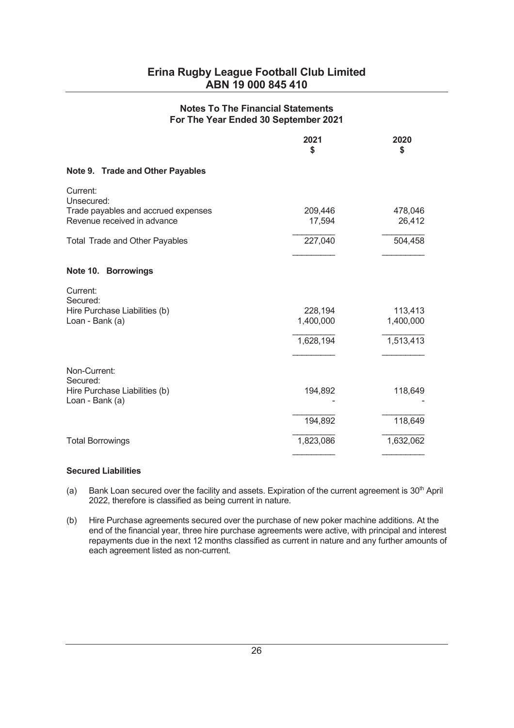# Erina Rugby League Football Club Limited
# ABN 19 000 845 410

## Notes To The Financial Statements
## For The Year Ended 30 September 2021

| | 2021 $ | 2020 $ |
|---|---|---|
| **Note 9. Trade and Other Payables** | | |
| Current: | | |
| Unsecured: | | |
| Trade payables and accrued expenses | 209,446 | 478,046 |
| Revenue received in advance | 17,594 | 26,412 |
| Total Trade and Other Payables | 227,040 | 504,458 |
| **Note 10. Borrowings** | | |
| Current: | | |
| Secured: | | |
| Hire Purchase Liabilities (b) | 228,194 | 113,413 |
| Loan - Bank (a) | 1,400,000 | 1,400,000 |
| | 1,628,194 | 1,513,413 |
| Non-Current: | | |
| Secured: | | |
| Hire Purchase Liabilities (b) | 194,892 | 118,649 |
| Loan - Bank (a) | - | - |
| | 194,892 | 118,649 |
| Total Borrowings | 1,823,086 | 1,632,062 |

**Secured Liabilities**

(a) Bank Loan secured over the facility and assets. Expiration of the current agreement is 30th April 2022, therefore is classified as being current in nature.

(b) Hire Purchase agreements secured over the purchase of new poker machine additions. At the end of the financial year, three hire purchase agreements were active, with principal and interest repayments due in the next 12 months classified as current in nature and any further amounts of each agreement listed as non-current.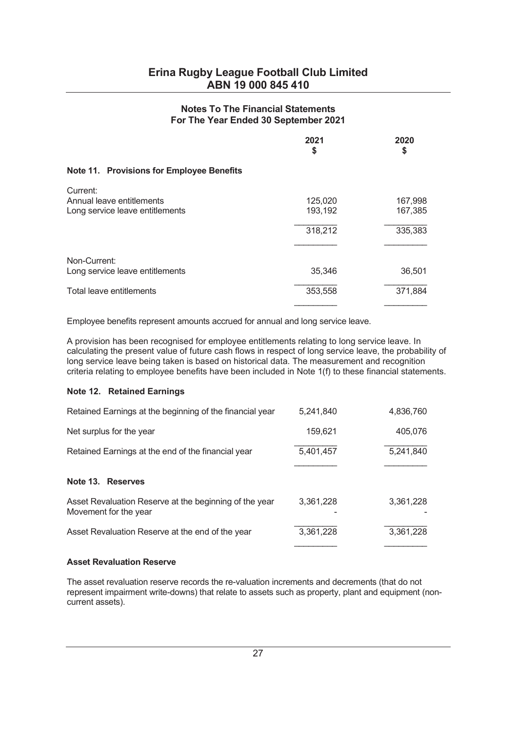# Erina Rugby League Football Club Limited
## ABN 19 000 845 410

### Notes To The Financial Statements
### For The Year Ended 30 September 2021

| | 2021<br>$ | 2020<br>$ |
|---|---|---|
| **Note 11. Provisions for Employee Benefits** | | |
| Current: | | |
| Annual leave entitlements | 125,020 | 167,998 |
| Long service leave entitlements | 193,192 | 167,385 |
| | 318,212 | 335,383 |
| Non-Current: | | |
| Long service leave entitlements | 35,346 | 36,501 |
| Total leave entitlements | 353,558 | 371,884 |

Employee benefits represent amounts accrued for annual and long service leave.

A provision has been recognised for employee entitlements relating to long service leave. In calculating the present value of future cash flows in respect of long service leave, the probability of long service leave being taken is based on historical data. The measurement and recognition criteria relating to employee benefits have been included in Note 1(f) to these financial statements.

#### Note 12. Retained Earnings

| | 2021<br>$ | 2020<br>$ |
|---|---|---|
| Retained Earnings at the beginning of the financial year | 5,241,840 | 4,836,760 |
| Net surplus for the year | 159,621 | 405,076 |
| Retained Earnings at the end of the financial year | 5,401,457 | 5,241,840 |

#### Note 13. Reserves

| | 2021<br>$ | 2020<br>$ |
|---|---|---|
| Asset Revaluation Reserve at the beginning of the year | 3,361,228 | 3,361,228 |
| Movement for the year | - | - |
| Asset Revaluation Reserve at the end of the year | 3,361,228 | 3,361,228 |

#### Asset Revaluation Reserve

The asset revaluation reserve records the re-valuation increments and decrements (that do not represent impairment write-downs) that relate to assets such as property, plant and equipment (non-current assets).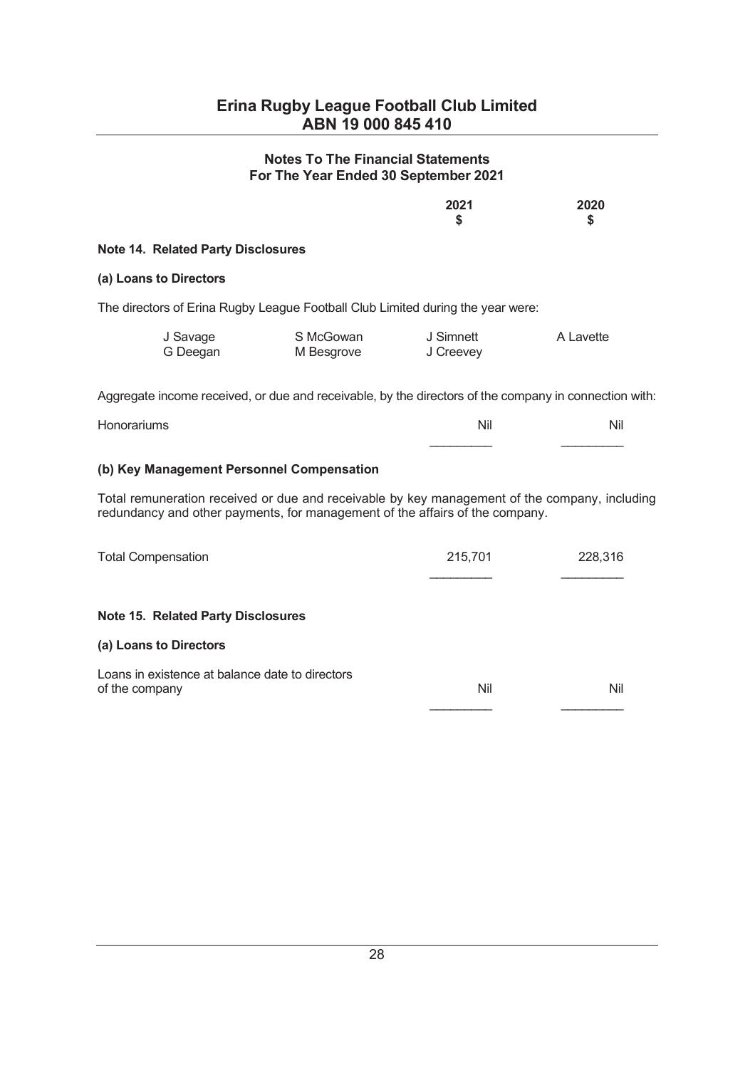# Erina Rugby League Football Club Limited
## ABN 19 000 845 410

### Notes To The Financial Statements
### For The Year Ended 30 September 2021

| | 2021 $ | 2020 $ |
|---|---|---|

**Note 14. Related Party Disclosures**

**(a) Loans to Directors**

The directors of Erina Rugby League Football Club Limited during the year were:

| | | | |
|---|---|---|---|
| J Savage | S McGowan | J Simnett | A Lavette |
| G Deegan | M Besgrove | J Creevey | |

Aggregate income received, or due and receivable, by the directors of the company in connection with:

| | 2021 $ | 2020 $ |
|---|---|---|
| Honorariums | Nil | Nil |

**(b) Key Management Personnel Compensation**

Total remuneration received or due and receivable by key management of the company, including redundancy and other payments, for management of the affairs of the company.

| | 2021 $ | 2020 $ |
|---|---|---|
| Total Compensation | 215,701 | 228,316 |

**Note 15. Related Party Disclosures**

**(a) Loans to Directors**

| | 2021 $ | 2020 $ |
|---|---|---|
| Loans in existence at balance date to directors of the company | Nil | Nil |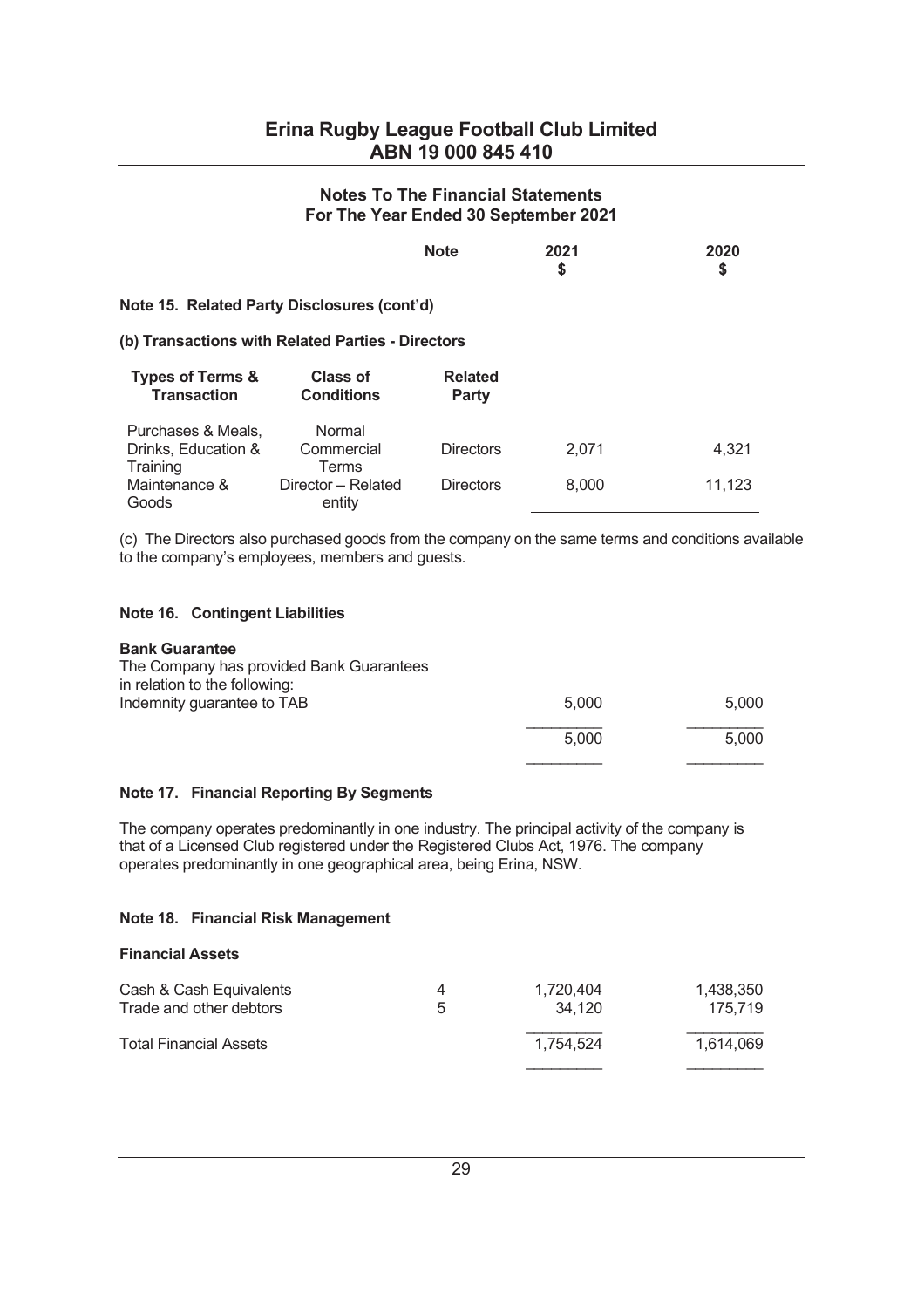# Erina Rugby League Football Club Limited
## ABN 19 000 845 410

### Notes To The Financial Statements
### For The Year Ended 30 September 2021

|  | Note | 2021 $ | 2020 $ |
|---|---|---|---|

**Note 15. Related Party Disclosures (cont'd)**

**(b) Transactions with Related Parties - Directors**

| Types of Terms & Transaction | Class of Conditions | Related Party | 2021 $ | 2020 $ |
|---|---|---|---|---|
| Purchases & Meals, Drinks, Education & Training | Normal Commercial Terms | Directors | 2,071 | 4,321 |
| Maintenance & Goods | Director – Related entity | Directors | 8,000 | 11,123 |

(c) The Directors also purchased goods from the company on the same terms and conditions available to the company's employees, members and guests.

**Note 16. Contingent Liabilities**

**Bank Guarantee**

The Company has provided Bank Guarantees in relation to the following:

|  | 2021 $ | 2020 $ |
|---|---|---|
| Indemnity guarantee to TAB | 5,000 | 5,000 |
|  | 5,000 | 5,000 |

**Note 17. Financial Reporting By Segments**

The company operates predominantly in one industry. The principal activity of the company is that of a Licensed Club registered under the Registered Clubs Act, 1976. The company operates predominantly in one geographical area, being Erina, NSW.

**Note 18. Financial Risk Management**

**Financial Assets**

|  | Note | 2021 $ | 2020 $ |
|---|---|---|---|
| Cash & Cash Equivalents | 4 | 1,720,404 | 1,438,350 |
| Trade and other debtors | 5 | 34,120 | 175,719 |
| Total Financial Assets |  | 1,754,524 | 1,614,069 |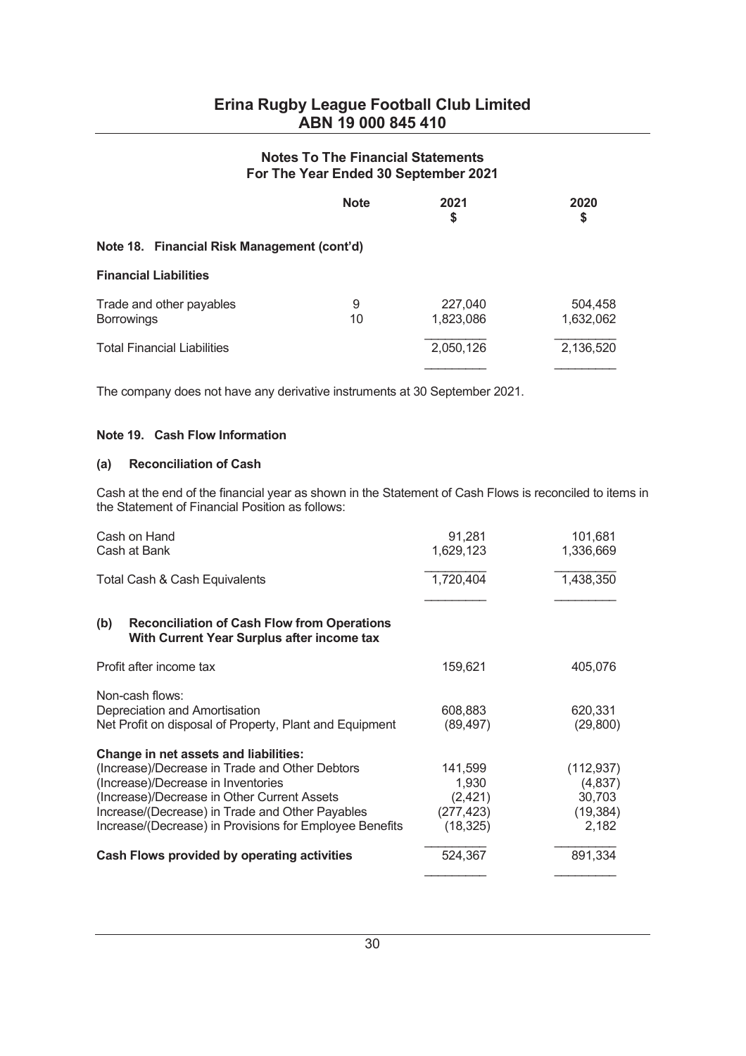# Erina Rugby League Football Club Limited
## ABN 19 000 845 410

### Notes To The Financial Statements
### For The Year Ended 30 September 2021

| | Note | 2021 $ | 2020 $ |
|---|---|---|---|
| **Note 18. Financial Risk Management (cont'd)** | | | |
| **Financial Liabilities** | | | |
| Trade and other payables | 9 | 227,040 | 504,458 |
| Borrowings | 10 | 1,823,086 | 1,632,062 |
| Total Financial Liabilities | | 2,050,126 | 2,136,520 |

The company does not have any derivative instruments at 30 September 2021.

**Note 19. Cash Flow Information**

**(a) Reconciliation of Cash**

Cash at the end of the financial year as shown in the Statement of Cash Flows is reconciled to items in the Statement of Financial Position as follows:

| | 2021 $ | 2020 $ |
|---|---|---|
| Cash on Hand | 91,281 | 101,681 |
| Cash at Bank | 1,629,123 | 1,336,669 |
| Total Cash & Cash Equivalents | 1,720,404 | 1,438,350 |

**(b) Reconciliation of Cash Flow from Operations With Current Year Surplus after income tax**

| | 2021 $ | 2020 $ |
|---|---|---|
| Profit after income tax | 159,621 | 405,076 |
| Non-cash flows: | | |
| Depreciation and Amortisation | 608,883 | 620,331 |
| Net Profit on disposal of Property, Plant and Equipment | (89,497) | (29,800) |
| **Change in net assets and liabilities:** | | |
| (Increase)/Decrease in Trade and Other Debtors | 141,599 | (112,937) |
| (Increase)/Decrease in Inventories | 1,930 | (4,837) |
| (Increase)/Decrease in Other Current Assets | (2,421) | 30,703 |
| Increase/(Decrease) in Trade and Other Payables | (277,423) | (19,384) |
| Increase/(Decrease) in Provisions for Employee Benefits | (18,325) | 2,182 |
| **Cash Flows provided by operating activities** | 524,367 | 891,334 |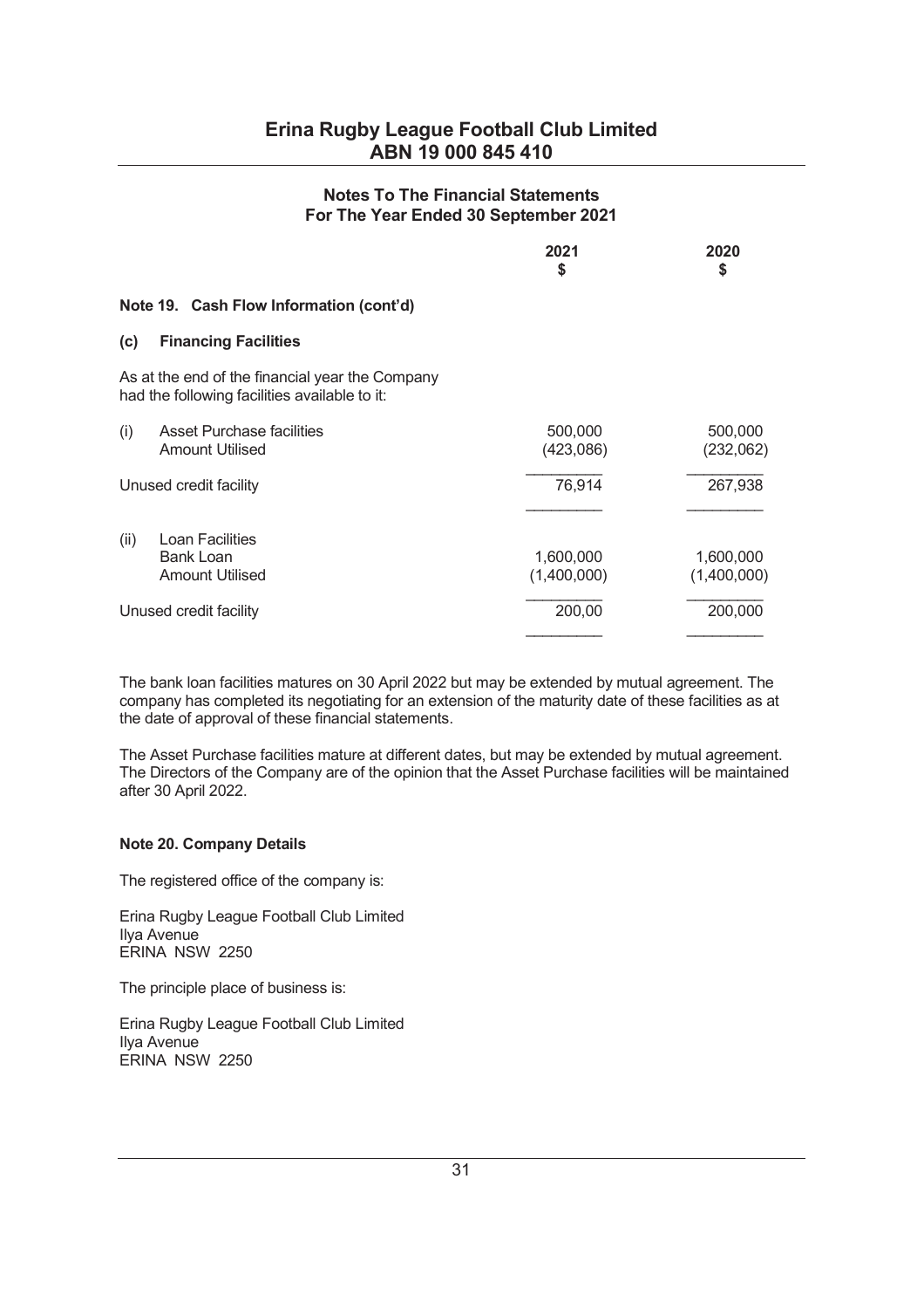# Erina Rugby League Football Club Limited
## ABN 19 000 845 410

### Notes To The Financial Statements
### For The Year Ended 30 September 2021

| | 2021 $ | 2020 $ |
|---|---|---|

**Note 19. Cash Flow Information (cont'd)**

**(c) Financing Facilities**

As at the end of the financial year the Company had the following facilities available to it:

| | 2021 $ | 2020 $ |
|---|---|---|
| (i) Asset Purchase facilities | 500,000 | 500,000 |
| Amount Utilised | (423,086) | (232,062) |
| Unused credit facility | 76,914 | 267,938 |
| (ii) Loan Facilities | | |
| Bank Loan | 1,600,000 | 1,600,000 |
| Amount Utilised | (1,400,000) | (1,400,000) |
| Unused credit facility | 200,00 | 200,000 |

The bank loan facilities matures on 30 April 2022 but may be extended by mutual agreement. The company has completed its negotiating for an extension of the maturity date of these facilities as at the date of approval of these financial statements.

The Asset Purchase facilities mature at different dates, but may be extended by mutual agreement. The Directors of the Company are of the opinion that the Asset Purchase facilities will be maintained after 30 April 2022.

**Note 20. Company Details**

The registered office of the company is:

Erina Rugby League Football Club Limited
Ilya Avenue
ERINA NSW 2250

The principle place of business is:

Erina Rugby League Football Club Limited
Ilya Avenue
ERINA NSW 2250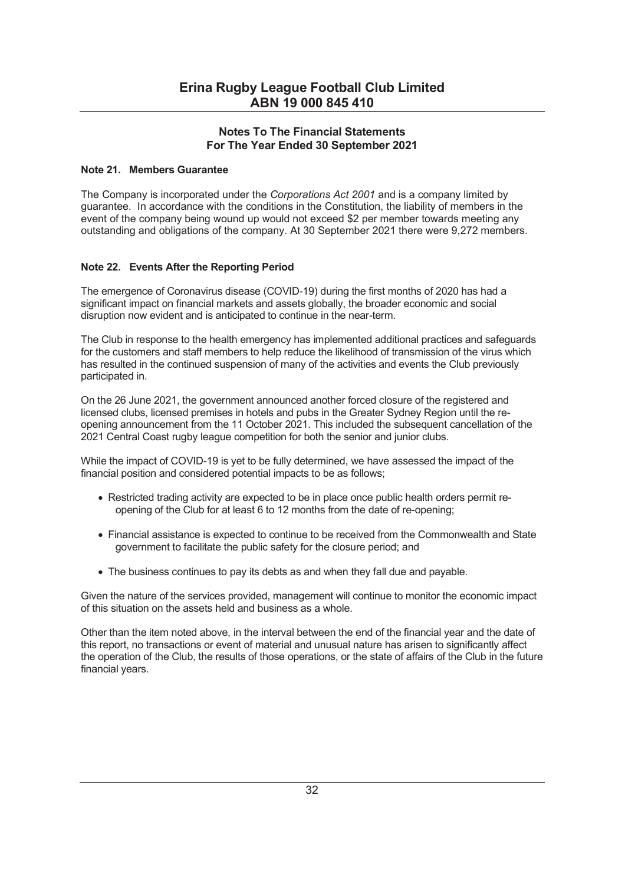# Erina Rugby League Football Club Limited
# ABN 19 000 845 410

## Notes To The Financial Statements
## For The Year Ended 30 September 2021

### Note 21. Members Guarantee

The Company is incorporated under the *Corporations Act 2001* and is a company limited by guarantee. In accordance with the conditions in the Constitution, the liability of members in the event of the company being wound up would not exceed $2 per member towards meeting any outstanding and obligations of the company. At 30 September 2021 there were 9,272 members.

### Note 22. Events After the Reporting Period

The emergence of Coronavirus disease (COVID-19) during the first months of 2020 has had a significant impact on financial markets and assets globally, the broader economic and social disruption now evident and is anticipated to continue in the near-term.

The Club in response to the health emergency has implemented additional practices and safeguards for the customers and staff members to help reduce the likelihood of transmission of the virus which has resulted in the continued suspension of many of the activities and events the Club previously participated in.

On the 26 June 2021, the government announced another forced closure of the registered and licensed clubs, licensed premises in hotels and pubs in the Greater Sydney Region until the re-opening announcement from the 11 October 2021. This included the subsequent cancellation of the 2021 Central Coast rugby league competition for both the senior and junior clubs.

While the impact of COVID-19 is yet to be fully determined, we have assessed the impact of the financial position and considered potential impacts to be as follows;

- Restricted trading activity are expected to be in place once public health orders permit re-opening of the Club for at least 6 to 12 months from the date of re-opening;
- Financial assistance is expected to continue to be received from the Commonwealth and State government to facilitate the public safety for the closure period; and
- The business continues to pay its debts as and when they fall due and payable.

Given the nature of the services provided, management will continue to monitor the economic impact of this situation on the assets held and business as a whole.

Other than the item noted above, in the interval between the end of the financial year and the date of this report, no transactions or event of material and unusual nature has arisen to significantly affect the operation of the Club, the results of those operations, or the state of affairs of the Club in the future financial years.